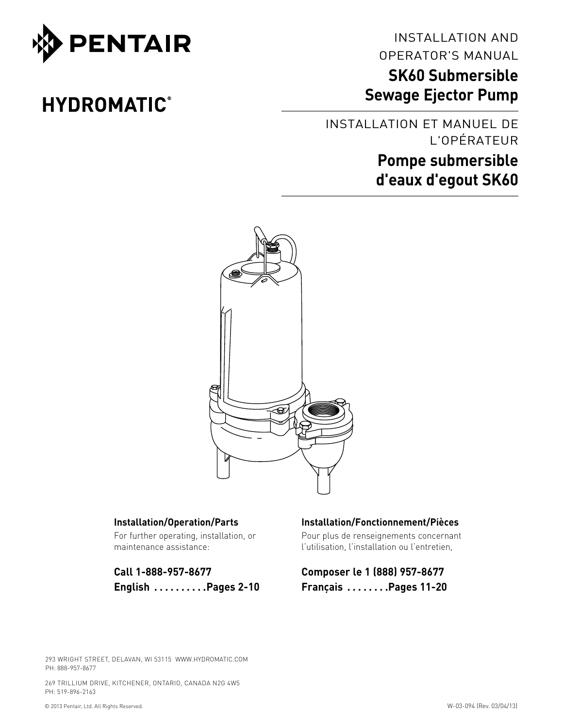PENTAIR

HYDROMATIC®

INSTALLATION AND OPERATOR'S MANUAL

# SK60 Submersible Sewage Ejector Pump

INSTALLATION ET MANUEL DE L'OPÉRATEUR

# Pompe submersible d'eaux d'egout SK60

**Installation/Operation/Parts**

For further operating, installation, or maintenance assistance:

**Call 1-888-957-8677**

**English . . . . . . . . . .Pages 2-10**

**Installation/Fonctionnement/Pièces**

Pour plus de renseignements concernant l'utilisation, l'installation ou l'entretien,

**Composer le 1 (888) 957-8677**

**Français . . . . . . . .Pages 11-20**

293 WRIGHT STREET, DELAVAN, WI 53115 WWW.HYDROMATIC.COM
PH: 888-957-8677

269 TRILLIUM DRIVE, KITCHENER, ONTARIO, CANADA N2G 4W5
PH: 519-896-2163

© 2013 Pentair, Ltd. All Rights Reserved.

W-03-094 (Rev. 03/04/13)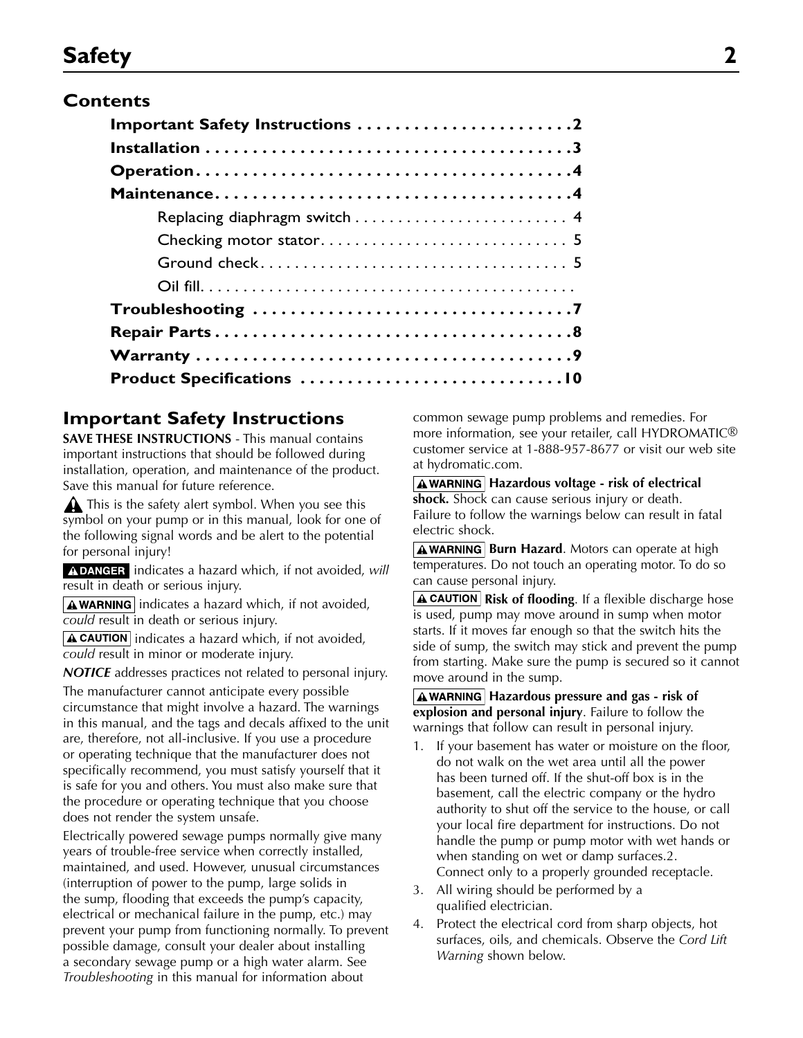# Safety

## Contents

**Important Safety Instructions . . . . . . . . . . . . . . . . . . . . . . 2**
**Installation . . . . . . . . . . . . . . . . . . . . . . . . . . . . . . . . . . . . . . 3**
**Operation . . . . . . . . . . . . . . . . . . . . . . . . . . . . . . . . . . . . . . . 4**
**Maintenance . . . . . . . . . . . . . . . . . . . . . . . . . . . . . . . . . . . . . 4**
- Replacing diaphragm switch . . . . . . . . . . . . . . . . . . . . . . . . 4
- Checking motor stator . . . . . . . . . . . . . . . . . . . . . . . . . . . . 5
- Ground check . . . . . . . . . . . . . . . . . . . . . . . . . . . . . . . . . . 5
- Oil fill . . . . . . . . . . . . . . . . . . . . . . . . . . . . . . . . . . . . . . . . .

**Troubleshooting . . . . . . . . . . . . . . . . . . . . . . . . . . . . . . . . 7**
**Repair Parts . . . . . . . . . . . . . . . . . . . . . . . . . . . . . . . . . . . . 8**
**Warranty . . . . . . . . . . . . . . . . . . . . . . . . . . . . . . . . . . . . . . . 9**
**Product Specifications . . . . . . . . . . . . . . . . . . . . . . . . . . . 10**

## Important Safety Instructions

**SAVE THESE INSTRUCTIONS** - This manual contains important instructions that should be followed during installation, operation, and maintenance of the product. Save this manual for future reference.

⚠ This is the safety alert symbol. When you see this symbol on your pump or in this manual, look for one of the following signal words and be alert to the potential for personal injury!

**⚠ DANGER** indicates a hazard which, if not avoided, *will* result in death or serious injury.

**⚠ WARNING** indicates a hazard which, if not avoided, *could* result in death or serious injury.

**⚠ CAUTION** indicates a hazard which, if not avoided, *could* result in minor or moderate injury.

***NOTICE*** addresses practices not related to personal injury.

The manufacturer cannot anticipate every possible circumstance that might involve a hazard. The warnings in this manual, and the tags and decals affixed to the unit are, therefore, not all-inclusive. If you use a procedure or operating technique that the manufacturer does not specifically recommend, you must satisfy yourself that it is safe for you and others. You must also make sure that the procedure or operating technique that you choose does not render the system unsafe.

Electrically powered sewage pumps normally give many years of trouble-free service when correctly installed, maintained, and used. However, unusual circumstances (interruption of power to the pump, large solids in the sump, flooding that exceeds the pump's capacity, electrical or mechanical failure in the pump, etc.) may prevent your pump from functioning normally. To prevent possible damage, consult your dealer about installing a secondary sewage pump or a high water alarm. See *Troubleshooting* in this manual for information about common sewage pump problems and remedies. For more information, see your retailer, call HYDROMATIC® customer service at 1-888-957-8677 or visit our web site at hydromatic.com.

**⚠ WARNING** **Hazardous voltage - risk of electrical shock.** Shock can cause serious injury or death. Failure to follow the warnings below can result in fatal electric shock.

**⚠ WARNING** **Burn Hazard**. Motors can operate at high temperatures. Do not touch an operating motor. To do so can cause personal injury.

**⚠ CAUTION** **Risk of flooding**. If a flexible discharge hose is used, pump may move around in sump when motor starts. If it moves far enough so that the switch hits the side of sump, the switch may stick and prevent the pump from starting. Make sure the pump is secured so it cannot move around in the sump.

**⚠ WARNING** **Hazardous pressure and gas - risk of explosion and personal injury**. Failure to follow the warnings that follow can result in personal injury.

1. If your basement has water or moisture on the floor, do not walk on the wet area until all the power has been turned off. If the shut-off box is in the basement, call the electric company or the hydro authority to shut off the service to the house, or call your local fire department for instructions. Do not handle the pump or pump motor with wet hands or when standing on wet or damp surfaces.2. Connect only to a properly grounded receptacle.
3. All wiring should be performed by a qualified electrician.
4. Protect the electrical cord from sharp objects, hot surfaces, oils, and chemicals. Observe the *Cord Lift Warning* shown below.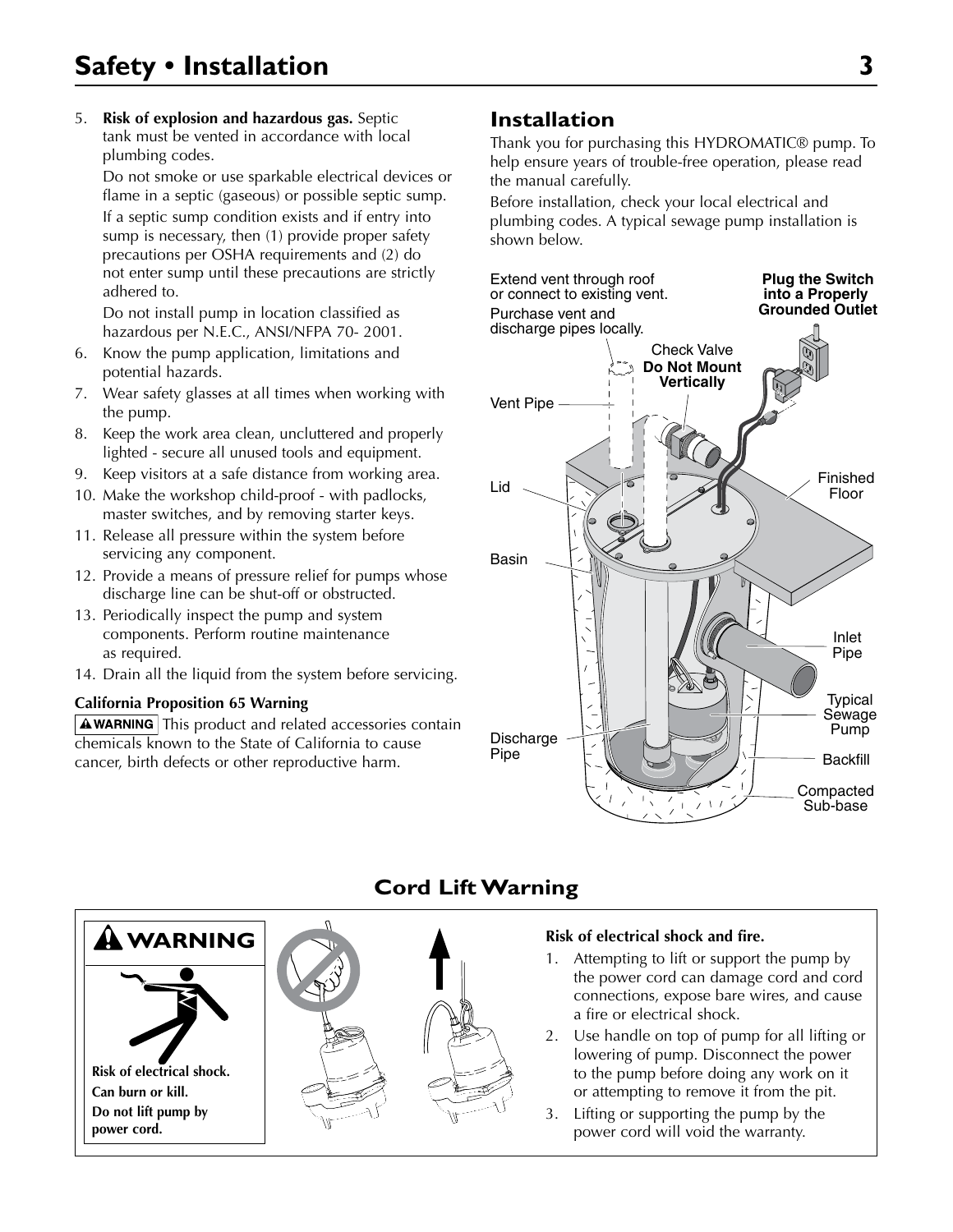5. **Risk of explosion and hazardous gas.** Septic tank must be vented in accordance with local plumbing codes.

   Do not smoke or use sparkable electrical devices or flame in a septic (gaseous) or possible septic sump.

   If a septic sump condition exists and if entry into sump is necessary, then (1) provide proper safety precautions per OSHA requirements and (2) do not enter sump until these precautions are strictly adhered to.

   Do not install pump in location classified as hazardous per N.E.C., ANSI/NFPA 70- 2001.
6. Know the pump application, limitations and potential hazards.
7. Wear safety glasses at all times when working with the pump.
8. Keep the work area clean, uncluttered and properly lighted - secure all unused tools and equipment.
9. Keep visitors at a safe distance from working area.
10. Make the workshop child-proof - with padlocks, master switches, and by removing starter keys.
11. Release all pressure within the system before servicing any component.
12. Provide a means of pressure relief for pumps whose discharge line can be shut-off or obstructed.
13. Periodically inspect the pump and system components. Perform routine maintenance as required.
14. Drain all the liquid from the system before servicing.

**California Proposition 65 Warning**

**⚠WARNING** This product and related accessories contain chemicals known to the State of California to cause cancer, birth defects or other reproductive harm.

## Installation

Thank you for purchasing this HYDROMATIC® pump. To help ensure years of trouble-free operation, please read the manual carefully.

Before installation, check your local electrical and plumbing codes. A typical sewage pump installation is shown below.

Extend vent through roof or connect to existing vent.

Purchase vent and discharge pipes locally.

**Plug the Switch into a Properly Grounded Outlet**

Check Valve **Do Not Mount Vertically**

Vent Pipe

Lid

Basin

Finished Floor

Inlet Pipe

Typical Sewage Pump

Discharge Pipe

Backfill

Compacted Sub-base

## Cord Lift Warning

**⚠ WARNING**

**Risk of electrical shock. Can burn or kill. Do not lift pump by power cord.**

**Risk of electrical shock and fire.**

1. Attempting to lift or support the pump by the power cord can damage cord and cord connections, expose bare wires, and cause a fire or electrical shock.
2. Use handle on top of pump for all lifting or lowering of pump. Disconnect the power to the pump before doing any work on it or attempting to remove it from the pit.
3. Lifting or supporting the pump by the power cord will void the warranty.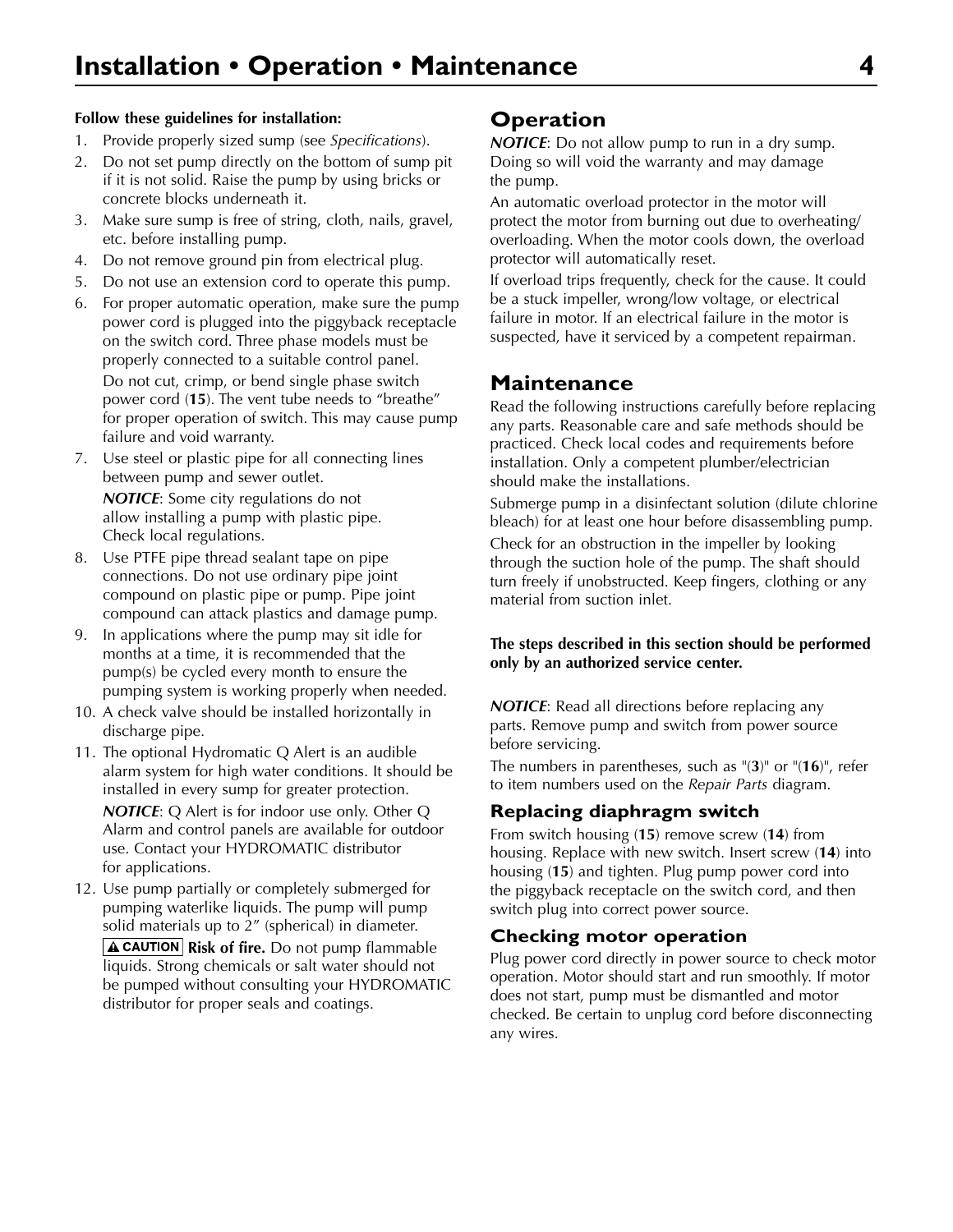**Follow these guidelines for installation:**

1. Provide properly sized sump (see *Specifications*).
2. Do not set pump directly on the bottom of sump pit if it is not solid. Raise the pump by using bricks or concrete blocks underneath it.
3. Make sure sump is free of string, cloth, nails, gravel, etc. before installing pump.
4. Do not remove ground pin from electrical plug.
5. Do not use an extension cord to operate this pump.
6. For proper automatic operation, make sure the pump power cord is plugged into the piggyback receptacle on the switch cord. Three phase models must be properly connected to a suitable control panel.

   Do not cut, crimp, or bend single phase switch power cord (**15**). The vent tube needs to "breathe" for proper operation of switch. This may cause pump failure and void warranty.
7. Use steel or plastic pipe for all connecting lines between pump and sewer outlet.

   ***NOTICE***: Some city regulations do not allow installing a pump with plastic pipe. Check local regulations.
8. Use PTFE pipe thread sealant tape on pipe connections. Do not use ordinary pipe joint compound on plastic pipe or pump. Pipe joint compound can attack plastics and damage pump.
9. In applications where the pump may sit idle for months at a time, it is recommended that the pump(s) be cycled every month to ensure the pumping system is working properly when needed.
10. A check valve should be installed horizontally in discharge pipe.
11. The optional Hydromatic Q Alert is an audible alarm system for high water conditions. It should be installed in every sump for greater protection.

    ***NOTICE***: Q Alert is for indoor use only. Other Q Alarm and control panels are available for outdoor use. Contact your HYDROMATIC distributor for applications.
12. Use pump partially or completely submerged for pumping waterlike liquids. The pump will pump solid materials up to 2" (spherical) in diameter.

    **⚠ CAUTION** **Risk of fire.** Do not pump flammable liquids. Strong chemicals or salt water should not be pumped without consulting your HYDROMATIC distributor for proper seals and coatings.

## Operation

***NOTICE***: Do not allow pump to run in a dry sump. Doing so will void the warranty and may damage the pump.

An automatic overload protector in the motor will protect the motor from burning out due to overheating/overloading. When the motor cools down, the overload protector will automatically reset.

If overload trips frequently, check for the cause. It could be a stuck impeller, wrong/low voltage, or electrical failure in motor. If an electrical failure in the motor is suspected, have it serviced by a competent repairman.

## Maintenance

Read the following instructions carefully before replacing any parts. Reasonable care and safe methods should be practiced. Check local codes and requirements before installation. Only a competent plumber/electrician should make the installations.

Submerge pump in a disinfectant solution (dilute chlorine bleach) for at least one hour before disassembling pump.

Check for an obstruction in the impeller by looking through the suction hole of the pump. The shaft should turn freely if unobstructed. Keep fingers, clothing or any material from suction inlet.

**The steps described in this section should be performed only by an authorized service center.**

***NOTICE***: Read all directions before replacing any parts. Remove pump and switch from power source before servicing.

The numbers in parentheses, such as "(**3**)" or "(**16**)", refer to item numbers used on the *Repair Parts* diagram.

### Replacing diaphragm switch

From switch housing (**15**) remove screw (**14**) from housing. Replace with new switch. Insert screw (**14**) into housing (**15**) and tighten. Plug pump power cord into the piggyback receptacle on the switch cord, and then switch plug into correct power source.

### Checking motor operation

Plug power cord directly in power source to check motor operation. Motor should start and run smoothly. If motor does not start, pump must be dismantled and motor checked. Be certain to unplug cord before disconnecting any wires.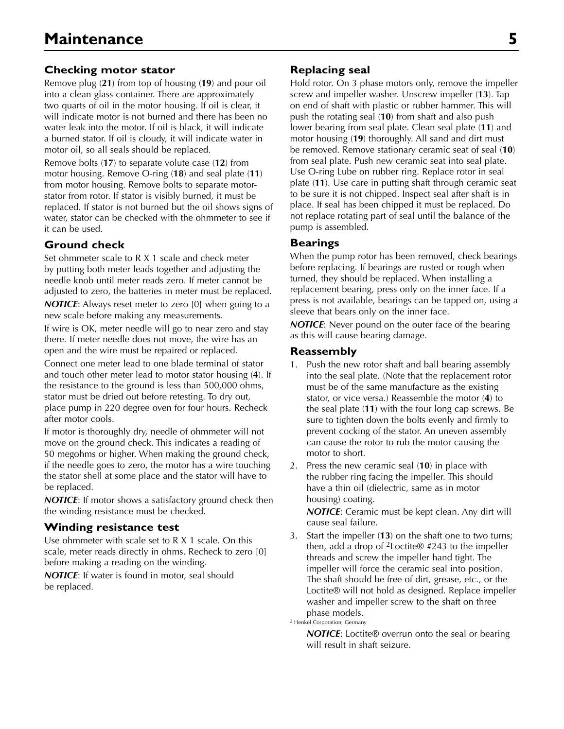# Maintenance

### Checking motor stator

Remove plug (**21**) from top of housing (**19**) and pour oil into a clean glass container. There are approximately two quarts of oil in the motor housing. If oil is clear, it will indicate motor is not burned and there has been no water leak into the motor. If oil is black, it will indicate a burned stator. If oil is cloudy, it will indicate water in motor oil, so all seals should be replaced.

Remove bolts (**17**) to separate volute case (**12**) from motor housing. Remove O-ring (**18**) and seal plate (**11**) from motor housing. Remove bolts to separate motor-stator from rotor. If stator is visibly burned, it must be replaced. If stator is not burned but the oil shows signs of water, stator can be checked with the ohmmeter to see if it can be used.

### Ground check

Set ohmmeter scale to R X 1 scale and check meter by putting both meter leads together and adjusting the needle knob until meter reads zero. If meter cannot be adjusted to zero, the batteries in meter must be replaced.

***NOTICE***: Always reset meter to zero [0] when going to a new scale before making any measurements.

If wire is OK, meter needle will go to near zero and stay there. If meter needle does not move, the wire has an open and the wire must be repaired or replaced.

Connect one meter lead to one blade terminal of stator and touch other meter lead to motor stator housing (**4**). If the resistance to the ground is less than 500,000 ohms, stator must be dried out before retesting. To dry out, place pump in 220 degree oven for four hours. Recheck after motor cools.

If motor is thoroughly dry, needle of ohmmeter will not move on the ground check. This indicates a reading of 50 megohms or higher. When making the ground check, if the needle goes to zero, the motor has a wire touching the stator shell at some place and the stator will have to be replaced.

***NOTICE***: If motor shows a satisfactory ground check then the winding resistance must be checked.

### Winding resistance test

Use ohmmeter with scale set to R X 1 scale. On this scale, meter reads directly in ohms. Recheck to zero [0] before making a reading on the winding.

***NOTICE***: If water is found in motor, seal should be replaced.

### Replacing seal

Hold rotor. On 3 phase motors only, remove the impeller screw and impeller washer. Unscrew impeller (**13**). Tap on end of shaft with plastic or rubber hammer. This will push the rotating seal (**10**) from shaft and also push lower bearing from seal plate. Clean seal plate (**11**) and motor housing (**19**) thoroughly. All sand and dirt must be removed. Remove stationary ceramic seat of seal (**10**) from seal plate. Push new ceramic seat into seal plate. Use O-ring Lube on rubber ring. Replace rotor in seal plate (**11**). Use care in putting shaft through ceramic seat to be sure it is not chipped. Inspect seal after shaft is in place. If seal has been chipped it must be replaced. Do not replace rotating part of seal until the balance of the pump is assembled.

### Bearings

When the pump rotor has been removed, check bearings before replacing. If bearings are rusted or rough when turned, they should be replaced. When installing a replacement bearing, press only on the inner face. If a press is not available, bearings can be tapped on, using a sleeve that bears only on the inner face.

***NOTICE***: Never pound on the outer face of the bearing as this will cause bearing damage.

### Reassembly

1. Push the new rotor shaft and ball bearing assembly into the seal plate. (Note that the replacement rotor must be of the same manufacture as the existing stator, or vice versa.) Reassemble the motor (**4**) to the seal plate (**11**) with the four long cap screws. Be sure to tighten down the bolts evenly and firmly to prevent cocking of the stator. An uneven assembly can cause the rotor to rub the motor causing the motor to short.
2. Press the new ceramic seal (**10**) in place with the rubber ring facing the impeller. This should have a thin oil (dielectric, same as in motor housing) coating.

   ***NOTICE***: Ceramic must be kept clean. Any dirt will cause seal failure.
3. Start the impeller (**13**) on the shaft one to two turns; then, add a drop of [2]Loctite® #243 to the impeller threads and screw the impeller hand tight. The impeller will force the ceramic seal into position. The shaft should be free of dirt, grease, etc., or the Loctite® will not hold as designed. Replace impeller washer and impeller screw to the shaft on three phase models.

   ***NOTICE***: Loctite® overrun onto the seal or bearing will result in shaft seizure.

[2] Henkel Corporation, Germany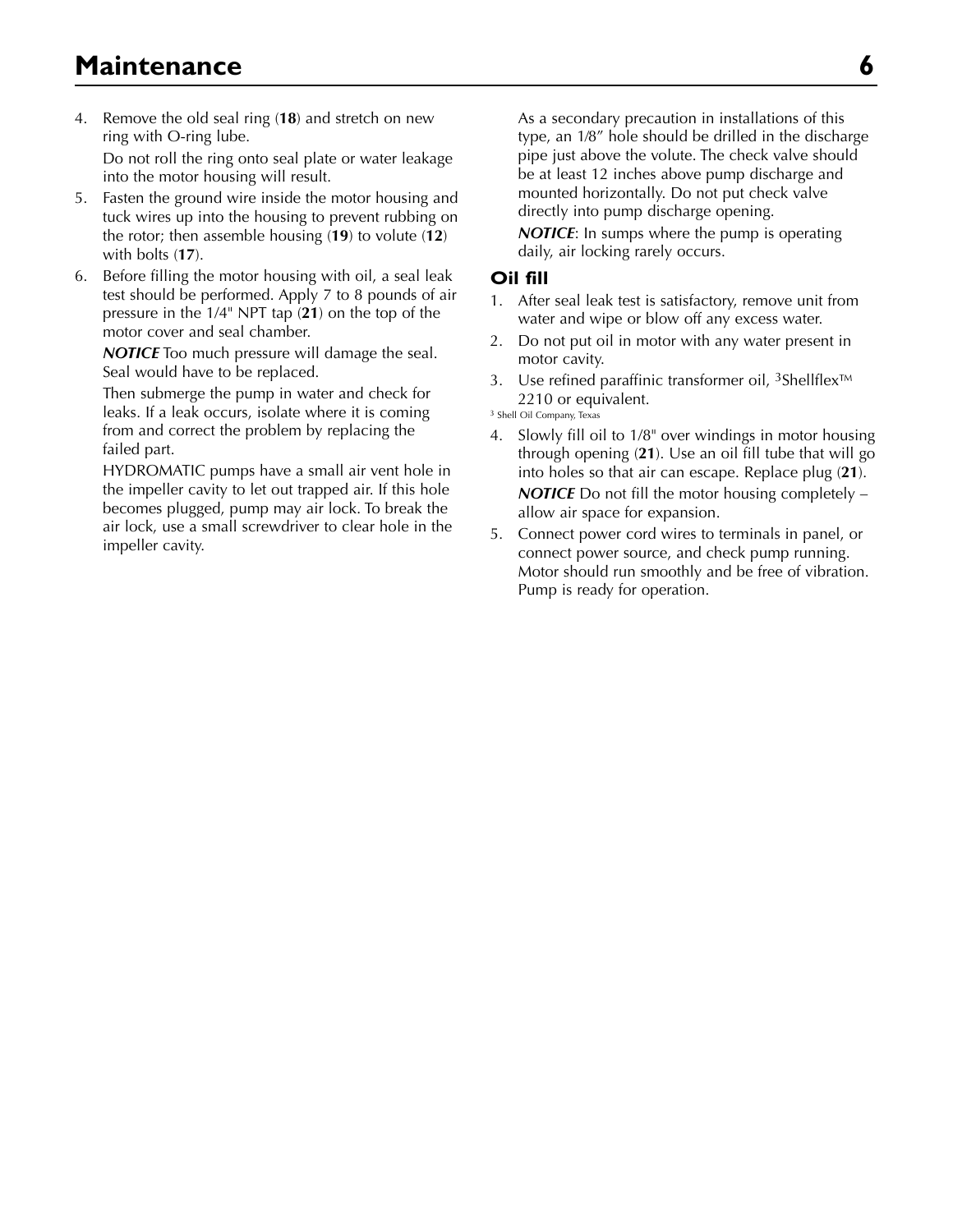4. Remove the old seal ring (**18**) and stretch on new ring with O-ring lube.

   Do not roll the ring onto seal plate or water leakage into the motor housing will result.
5. Fasten the ground wire inside the motor housing and tuck wires up into the housing to prevent rubbing on the rotor; then assemble housing (**19**) to volute (**12**) with bolts (**17**).
6. Before filling the motor housing with oil, a seal leak test should be performed. Apply 7 to 8 pounds of air pressure in the 1/4" NPT tap (**21**) on the top of the motor cover and seal chamber.

   ***NOTICE*** Too much pressure will damage the seal. Seal would have to be replaced.

   Then submerge the pump in water and check for leaks. If a leak occurs, isolate where it is coming from and correct the problem by replacing the failed part.

   HYDROMATIC pumps have a small air vent hole in the impeller cavity to let out trapped air. If this hole becomes plugged, pump may air lock. To break the air lock, use a small screwdriver to clear hole in the impeller cavity.

   As a secondary precaution in installations of this type, an 1/8" hole should be drilled in the discharge pipe just above the volute. The check valve should be at least 12 inches above pump discharge and mounted horizontally. Do not put check valve directly into pump discharge opening.

   ***NOTICE***: In sumps where the pump is operating daily, air locking rarely occurs.

## Oil fill

1. After seal leak test is satisfactory, remove unit from water and wipe or blow off any excess water.
2. Do not put oil in motor with any water present in motor cavity.
3. Use refined paraffinic transformer oil, [3]Shellflex™ 2210 or equivalent.

[3] Shell Oil Company, Texas

4. Slowly fill oil to 1/8" over windings in motor housing through opening (**21**). Use an oil fill tube that will go into holes so that air can escape. Replace plug (**21**).

   ***NOTICE*** Do not fill the motor housing completely – allow air space for expansion.
5. Connect power cord wires to terminals in panel, or connect power source, and check pump running. Motor should run smoothly and be free of vibration. Pump is ready for operation.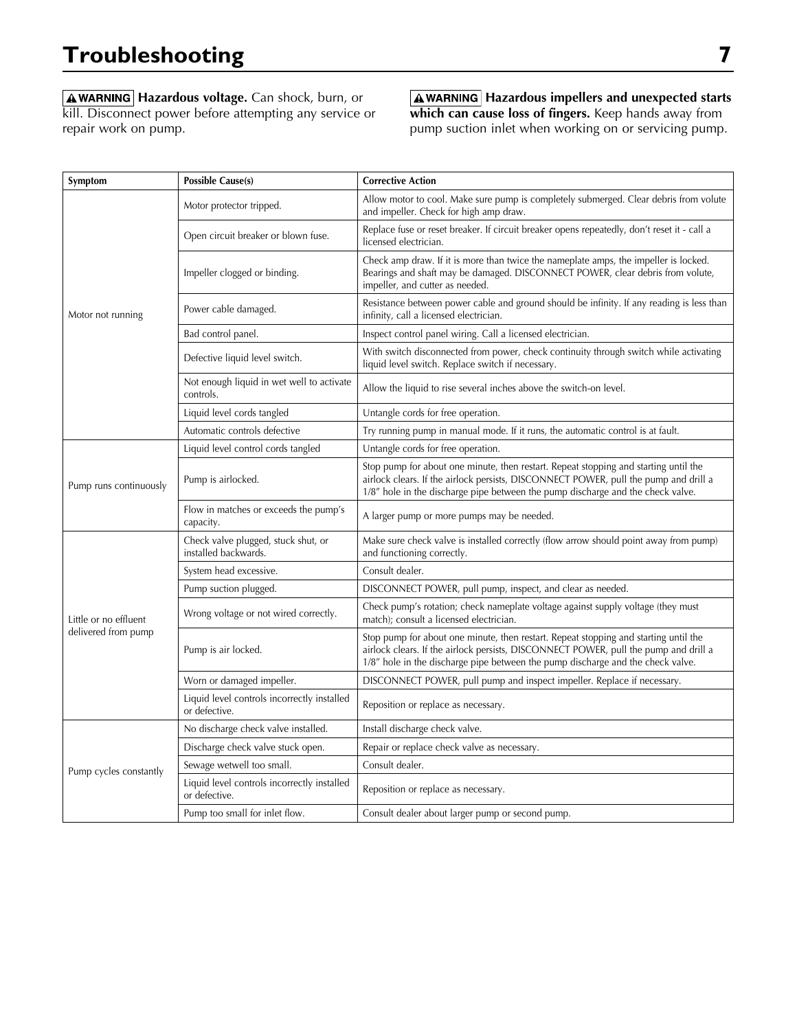# Troubleshooting

**⚠WARNING Hazardous voltage.** Can shock, burn, or kill. Disconnect power before attempting any service or repair work on pump.

**⚠WARNING Hazardous impellers and unexpected starts which can cause loss of fingers.** Keep hands away from pump suction inlet when working on or servicing pump.

| Symptom | Possible Cause(s) | Corrective Action |
|---|---|---|
| Motor not running | Motor protector tripped. | Allow motor to cool. Make sure pump is completely submerged. Clear debris from volute and impeller. Check for high amp draw. |
| | Open circuit breaker or blown fuse. | Replace fuse or reset breaker. If circuit breaker opens repeatedly, don't reset it - call a licensed electrician. |
| | Impeller clogged or binding. | Check amp draw. If it is more than twice the nameplate amps, the impeller is locked. Bearings and shaft may be damaged. DISCONNECT POWER, clear debris from volute, impeller, and cutter as needed. |
| | Power cable damaged. | Resistance between power cable and ground should be infinity. If any reading is less than infinity, call a licensed electrician. |
| | Bad control panel. | Inspect control panel wiring. Call a licensed electrician. |
| | Defective liquid level switch. | With switch disconnected from power, check continuity through switch while activating liquid level switch. Replace switch if necessary. |
| | Not enough liquid in wet well to activate controls. | Allow the liquid to rise several inches above the switch-on level. |
| | Liquid level cords tangled | Untangle cords for free operation. |
| | Automatic controls defective | Try running pump in manual mode. If it runs, the automatic control is at fault. |
| Pump runs continuously | Liquid level control cords tangled | Untangle cords for free operation. |
| | Pump is airlocked. | Stop pump for about one minute, then restart. Repeat stopping and starting until the airlock clears. If the airlock persists, DISCONNECT POWER, pull the pump and drill a 1/8" hole in the discharge pipe between the pump discharge and the check valve. |
| | Flow in matches or exceeds the pump's capacity. | A larger pump or more pumps may be needed. |
| Little or no effluent delivered from pump | Check valve plugged, stuck shut, or installed backwards. | Make sure check valve is installed correctly (flow arrow should point away from pump) and functioning correctly. |
| | System head excessive. | Consult dealer. |
| | Pump suction plugged. | DISCONNECT POWER, pull pump, inspect, and clear as needed. |
| | Wrong voltage or not wired correctly. | Check pump's rotation; check nameplate voltage against supply voltage (they must match); consult a licensed electrician. |
| | Pump is air locked. | Stop pump for about one minute, then restart. Repeat stopping and starting until the airlock clears. If the airlock persists, DISCONNECT POWER, pull the pump and drill a 1/8" hole in the discharge pipe between the pump discharge and the check valve. |
| | Worn or damaged impeller. | DISCONNECT POWER, pull pump and inspect impeller. Replace if necessary. |
| | Liquid level controls incorrectly installed or defective. | Reposition or replace as necessary. |
| Pump cycles constantly | No discharge check valve installed. | Install discharge check valve. |
| | Discharge check valve stuck open. | Repair or replace check valve as necessary. |
| | Sewage wetwell too small. | Consult dealer. |
| | Liquid level controls incorrectly installed or defective. | Reposition or replace as necessary. |
| | Pump too small for inlet flow. | Consult dealer about larger pump or second pump. |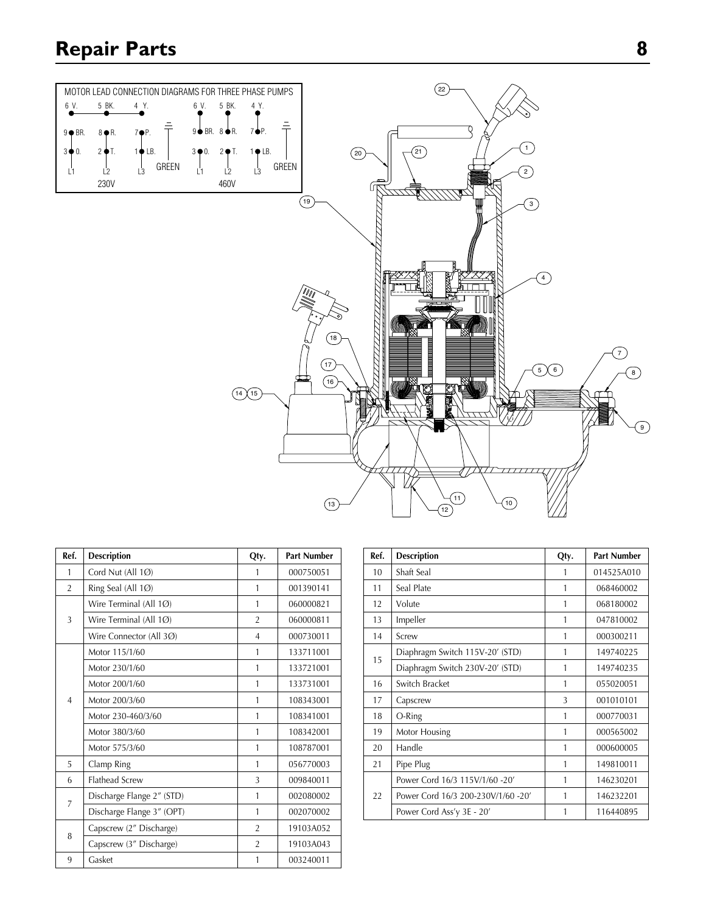# Repair Parts

MOTOR LEAD CONNECTION DIAGRAMS FOR THREE PHASE PUMPS

| Ref. | Description | Qty. | Part Number |
|---|---|---|---|
| 1 | Cord Nut (All 1Ø) | 1 | 000750051 |
| 2 | Ring Seal (All 1Ø) | 1 | 001390141 |
| 3 | Wire Terminal (All 1Ø) | 1 | 060000821 |
| | Wire Terminal (All 1Ø) | 2 | 060000811 |
| | Wire Connector (All 3Ø) | 4 | 000730011 |
| 4 | Motor 115/1/60 | 1 | 133711001 |
| | Motor 230/1/60 | 1 | 133721001 |
| | Motor 200/1/60 | 1 | 133731001 |
| | Motor 200/3/60 | 1 | 108343001 |
| | Motor 230-460/3/60 | 1 | 108341001 |
| | Motor 380/3/60 | 1 | 108342001 |
| | Motor 575/3/60 | 1 | 108787001 |
| 5 | Clamp Ring | 1 | 056770003 |
| 6 | Flathead Screw | 3 | 009840011 |
| 7 | Discharge Flange 2″ (STD) | 1 | 002080002 |
| | Discharge Flange 3″ (OPT) | 1 | 002070002 |
| 8 | Capscrew (2″ Discharge) | 2 | 19103A052 |
| | Capscrew (3″ Discharge) | 2 | 19103A043 |
| 9 | Gasket | 1 | 003240011 |
| 10 | Shaft Seal | 1 | 014525A010 |
| 11 | Seal Plate | 1 | 068460002 |
| 12 | Volute | 1 | 068180002 |
| 13 | Impeller | 1 | 047810002 |
| 14 | Screw | 1 | 000300211 |
| 15 | Diaphragm Switch 115V-20′ (STD) | 1 | 149740225 |
| | Diaphragm Switch 230V-20′ (STD) | 1 | 149740235 |
| 16 | Switch Bracket | 1 | 055020051 |
| 17 | Capscrew | 3 | 001010101 |
| 18 | O-Ring | 1 | 000770031 |
| 19 | Motor Housing | 1 | 000565002 |
| 20 | Handle | 1 | 000600005 |
| 21 | Pipe Plug | 1 | 149810011 |
| 22 | Power Cord 16/3 115V/1/60 -20′ | 1 | 146230201 |
| | Power Cord 16/3 200-230V/1/60 -20′ | 1 | 146232201 |
| | Power Cord Ass'y 3E - 20′ | 1 | 116440895 |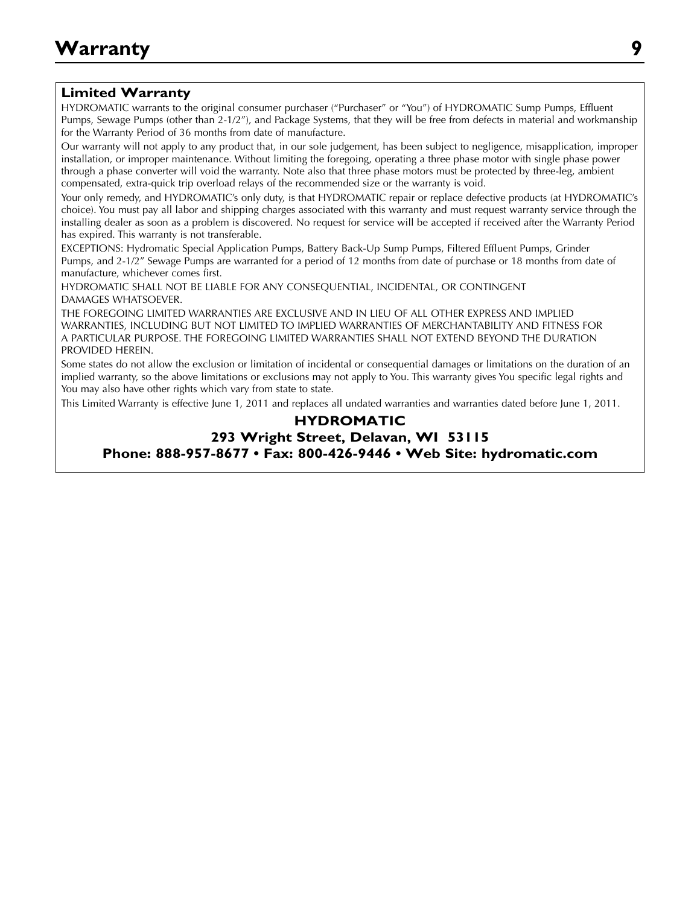# Warranty

## Limited Warranty

HYDROMATIC warrants to the original consumer purchaser ("Purchaser" or "You") of HYDROMATIC Sump Pumps, Effluent Pumps, Sewage Pumps (other than 2-1/2"), and Package Systems, that they will be free from defects in material and workmanship for the Warranty Period of 36 months from date of manufacture.

Our warranty will not apply to any product that, in our sole judgement, has been subject to negligence, misapplication, improper installation, or improper maintenance. Without limiting the foregoing, operating a three phase motor with single phase power through a phase converter will void the warranty. Note also that three phase motors must be protected by three-leg, ambient compensated, extra-quick trip overload relays of the recommended size or the warranty is void.

Your only remedy, and HYDROMATIC's only duty, is that HYDROMATIC repair or replace defective products (at HYDROMATIC's choice). You must pay all labor and shipping charges associated with this warranty and must request warranty service through the installing dealer as soon as a problem is discovered. No request for service will be accepted if received after the Warranty Period has expired. This warranty is not transferable.

EXCEPTIONS: Hydromatic Special Application Pumps, Battery Back-Up Sump Pumps, Filtered Effluent Pumps, Grinder Pumps, and 2-1/2" Sewage Pumps are warranted for a period of 12 months from date of purchase or 18 months from date of manufacture, whichever comes first.

HYDROMATIC SHALL NOT BE LIABLE FOR ANY CONSEQUENTIAL, INCIDENTAL, OR CONTINGENT DAMAGES WHATSOEVER.

THE FOREGOING LIMITED WARRANTIES ARE EXCLUSIVE AND IN LIEU OF ALL OTHER EXPRESS AND IMPLIED WARRANTIES, INCLUDING BUT NOT LIMITED TO IMPLIED WARRANTIES OF MERCHANTABILITY AND FITNESS FOR A PARTICULAR PURPOSE. THE FOREGOING LIMITED WARRANTIES SHALL NOT EXTEND BEYOND THE DURATION PROVIDED HEREIN.

Some states do not allow the exclusion or limitation of incidental or consequential damages or limitations on the duration of an implied warranty, so the above limitations or exclusions may not apply to You. This warranty gives You specific legal rights and You may also have other rights which vary from state to state.

This Limited Warranty is effective June 1, 2011 and replaces all undated warranties and warranties dated before June 1, 2011.

**HYDROMATIC**

**293 Wright Street, Delavan, WI 53115**

**Phone: 888-957-8677 • Fax: 800-426-9446 • Web Site: hydromatic.com**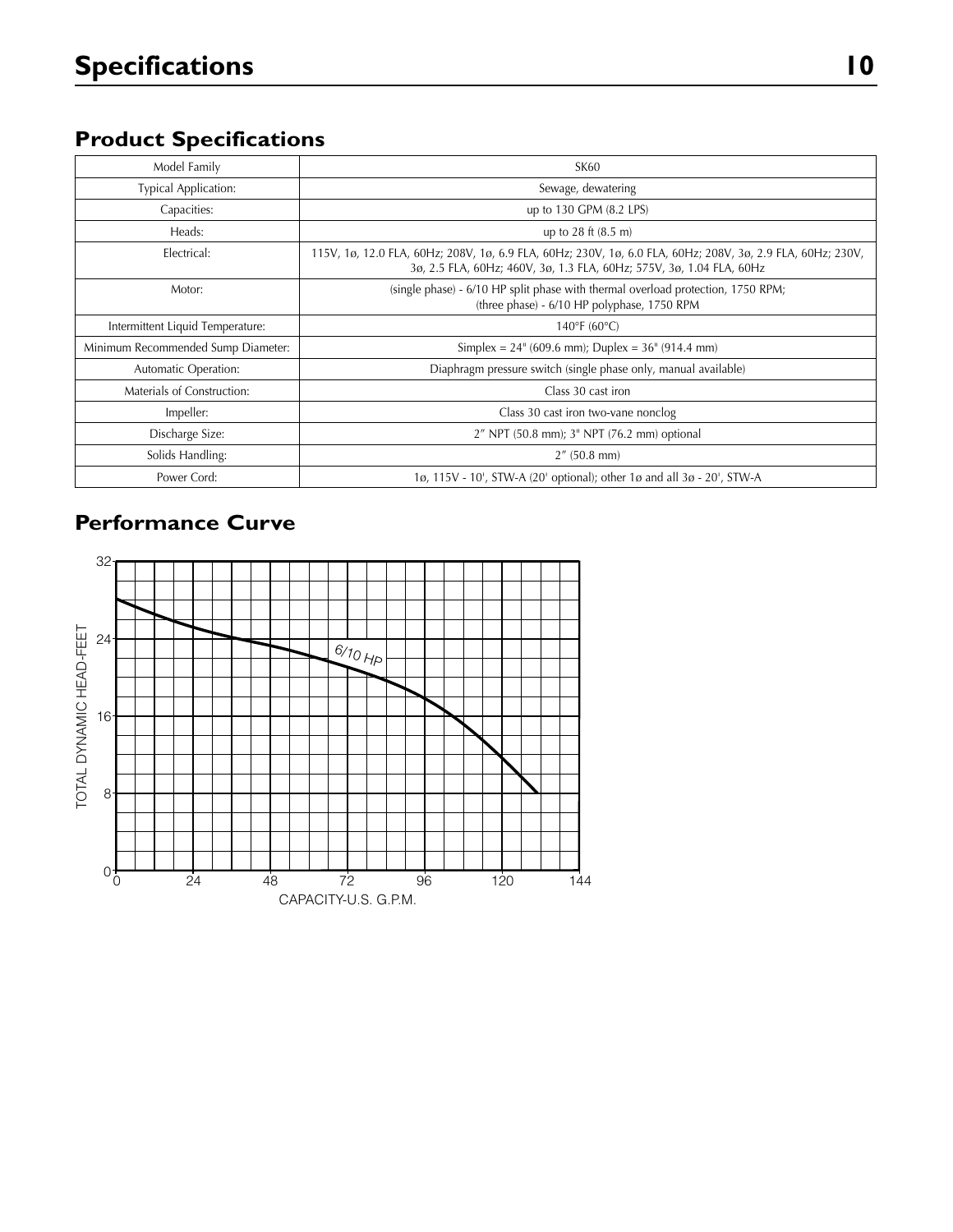# Specifications

## Product Specifications

| Model Family | SK60 |
|---|---|
| Typical Application: | Sewage, dewatering |
| Capacities: | up to 130 GPM (8.2 LPS) |
| Heads: | up to 28 ft (8.5 m) |
| Electrical: | 115V, 1ø, 12.0 FLA, 60Hz; 208V, 1ø, 6.9 FLA, 60Hz; 230V, 1ø, 6.0 FLA, 60Hz; 208V, 3ø, 2.9 FLA, 60Hz; 230V, 3ø, 2.5 FLA, 60Hz; 460V, 3ø, 1.3 FLA, 60Hz; 575V, 3ø, 1.04 FLA, 60Hz |
| Motor: | (single phase) - 6/10 HP split phase with thermal overload protection, 1750 RPM; (three phase) - 6/10 HP polyphase, 1750 RPM |
| Intermittent Liquid Temperature: | 140°F (60°C) |
| Minimum Recommended Sump Diameter: | Simplex = 24" (609.6 mm); Duplex = 36" (914.4 mm) |
| Automatic Operation: | Diaphragm pressure switch (single phase only, manual available) |
| Materials of Construction: | Class 30 cast iron |
| Impeller: | Class 30 cast iron two-vane nonclog |
| Discharge Size: | 2" NPT (50.8 mm); 3" NPT (76.2 mm) optional |
| Solids Handling: | 2" (50.8 mm) |
| Power Cord: | 1ø, 115V - 10', STW-A (20' optional); other 1ø and all 3ø - 20', STW-A |

## Performance Curve

TOTAL DYNAMIC HEAD-FEET: 0, 8, 16, 24, 32

CAPACITY-U.S. G.P.M.: 0, 24, 48, 72, 96, 120, 144

6/10 HP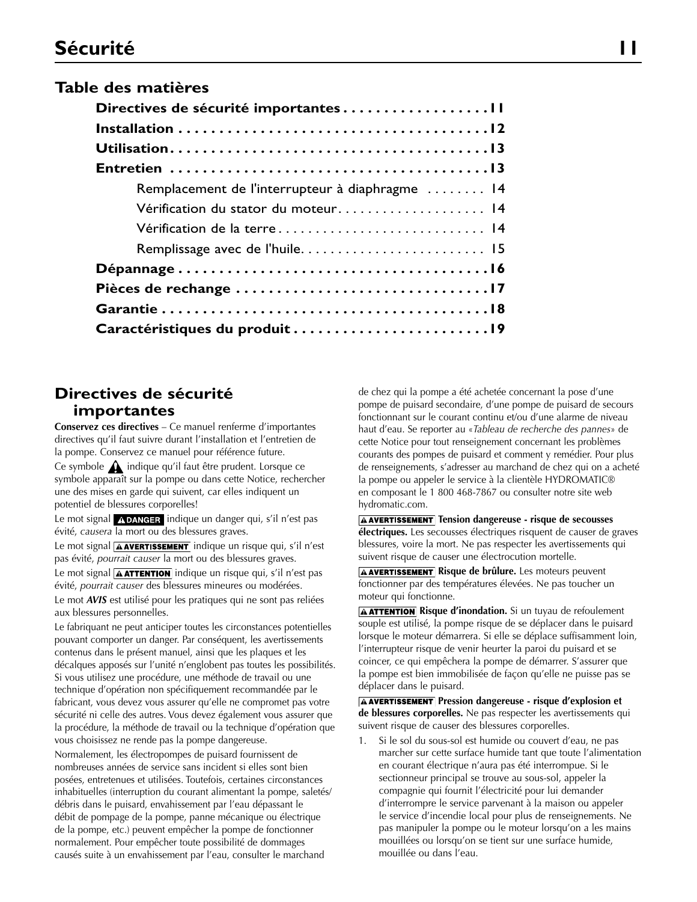# Sécurité

## Table des matières

**Directives de sécurité importantes . . . . . . . . . . . . . . . . . . 11**
**Installation . . . . . . . . . . . . . . . . . . . . . . . . . . . . . . . . . . . . . . 12**
**Utilisation . . . . . . . . . . . . . . . . . . . . . . . . . . . . . . . . . . . . . . 13**
**Entretien . . . . . . . . . . . . . . . . . . . . . . . . . . . . . . . . . . . . . . 13**
- Remplacement de l'interrupteur à diaphragme . . . . . . . . 14
- Vérification du stator du moteur . . . . . . . . . . . . . . . . . . . 14
- Vérification de la terre . . . . . . . . . . . . . . . . . . . . . . . . . . 14
- Remplissage avec de l'huile. . . . . . . . . . . . . . . . . . . . . . . . 15

**Dépannage . . . . . . . . . . . . . . . . . . . . . . . . . . . . . . . . . . . . . . 16**
**Pièces de rechange . . . . . . . . . . . . . . . . . . . . . . . . . . . . . . . 17**
**Garantie . . . . . . . . . . . . . . . . . . . . . . . . . . . . . . . . . . . . . . . . 18**
**Caractéristiques du produit . . . . . . . . . . . . . . . . . . . . . . . . 19**

## Directives de sécurité importantes

**Conservez ces directives** – Ce manuel renferme d'importantes directives qu'il faut suivre durant l'installation et l'entretien de la pompe. Conservez ce manuel pour référence future.

Ce symbole ⚠ indique qu'il faut être prudent. Lorsque ce symbole apparaît sur la pompe ou dans cette Notice, rechercher une des mises en garde qui suivent, car elles indiquent un potentiel de blessures corporelles!

Le mot signal **⚠DANGER** indique un danger qui, s'il n'est pas évité, *causera* la mort ou des blessures graves.

Le mot signal **⚠AVERTISSEMENT** indique un risque qui, s'il n'est pas évité, *pourrait causer* la mort ou des blessures graves.

Le mot signal **⚠ATTENTION** indique un risque qui, s'il n'est pas évité, *pourrait causer* des blessures mineures ou modérées.

Le mot ***AVIS*** est utilisé pour les pratiques qui ne sont pas reliées aux blessures personnelles.

Le fabriquant ne peut anticiper toutes les circonstances potentielles pouvant comporter un danger. Par conséquent, les avertissements contenus dans le présent manuel, ainsi que les plaques et les décalques apposés sur l'unité n'englobent pas toutes les possibilités. Si vous utilisez une procédure, une méthode de travail ou une technique d'opération non spécifiquement recommandée par le fabricant, vous devez vous assurer qu'elle ne compromet pas votre sécurité ni celle des autres. Vous devez également vous assurer que la procédure, la méthode de travail ou la technique d'opération que vous choisissez ne rende pas la pompe dangereuse.

Normalement, les électropompes de puisard fournissent de nombreuses années de service sans incident si elles sont bien posées, entretenues et utilisées. Toutefois, certaines circonstances inhabituelles (interruption du courant alimentant la pompe, saletés/débris dans le puisard, envahissement par l'eau dépassant le débit de pompage de la pompe, panne mécanique ou électrique de la pompe, etc.) peuvent empêcher la pompe de fonctionner normalement. Pour empêcher toute possibilité de dommages causés suite à un envahissement par l'eau, consulter le marchand de chez qui la pompe a été achetée concernant la pose d'une pompe de puisard secondaire, d'une pompe de puisard de secours fonctionnant sur le courant continu et/ou d'une alarme de niveau haut d'eau. Se reporter au *«Tableau de recherche des pannes»* de cette Notice pour tout renseignement concernant les problèmes courants des pompes de puisard et comment y remédier. Pour plus de renseignements, s'adresser au marchand de chez qui on a acheté la pompe ou appeler le service à la clientèle HYDROMATIC® en composant le 1 800 468-7867 ou consulter notre site web hydromatic.com.

**⚠AVERTISSEMENT Tension dangereuse - risque de secousses électriques.** Les secousses électriques risquent de causer de graves blessures, voire la mort. Ne pas respecter les avertissements qui suivent risque de causer une électrocution mortelle.

**⚠AVERTISSEMENT Risque de brûlure.** Les moteurs peuvent fonctionner par des températures élevées. Ne pas toucher un moteur qui fonctionne.

**⚠ATTENTION Risque d'inondation.** Si un tuyau de refoulement souple est utilisé, la pompe risque de se déplacer dans le puisard lorsque le moteur démarrera. Si elle se déplace suffisamment loin, l'interrupteur risque de venir heurter la paroi du puisard et se coincer, ce qui empêchera la pompe de démarrer. S'assurer que la pompe est bien immobilisée de façon qu'elle ne puisse pas se déplacer dans le puisard.

**⚠AVERTISSEMENT Pression dangereuse - risque d'explosion et de blessures corporelles.** Ne pas respecter les avertissements qui suivent risque de causer des blessures corporelles.

1. Si le sol du sous-sol est humide ou couvert d'eau, ne pas marcher sur cette surface humide tant que toute l'alimentation en courant électrique n'aura pas été interrompue. Si le sectionneur principal se trouve au sous-sol, appeler la compagnie qui fournit l'électricité pour lui demander d'interrompre le service parvenant à la maison ou appeler le service d'incendie local pour plus de renseignements. Ne pas manipuler la pompe ou le moteur lorsqu'on a les mains mouillées ou lorsqu'on se tient sur une surface humide, mouillée ou dans l'eau.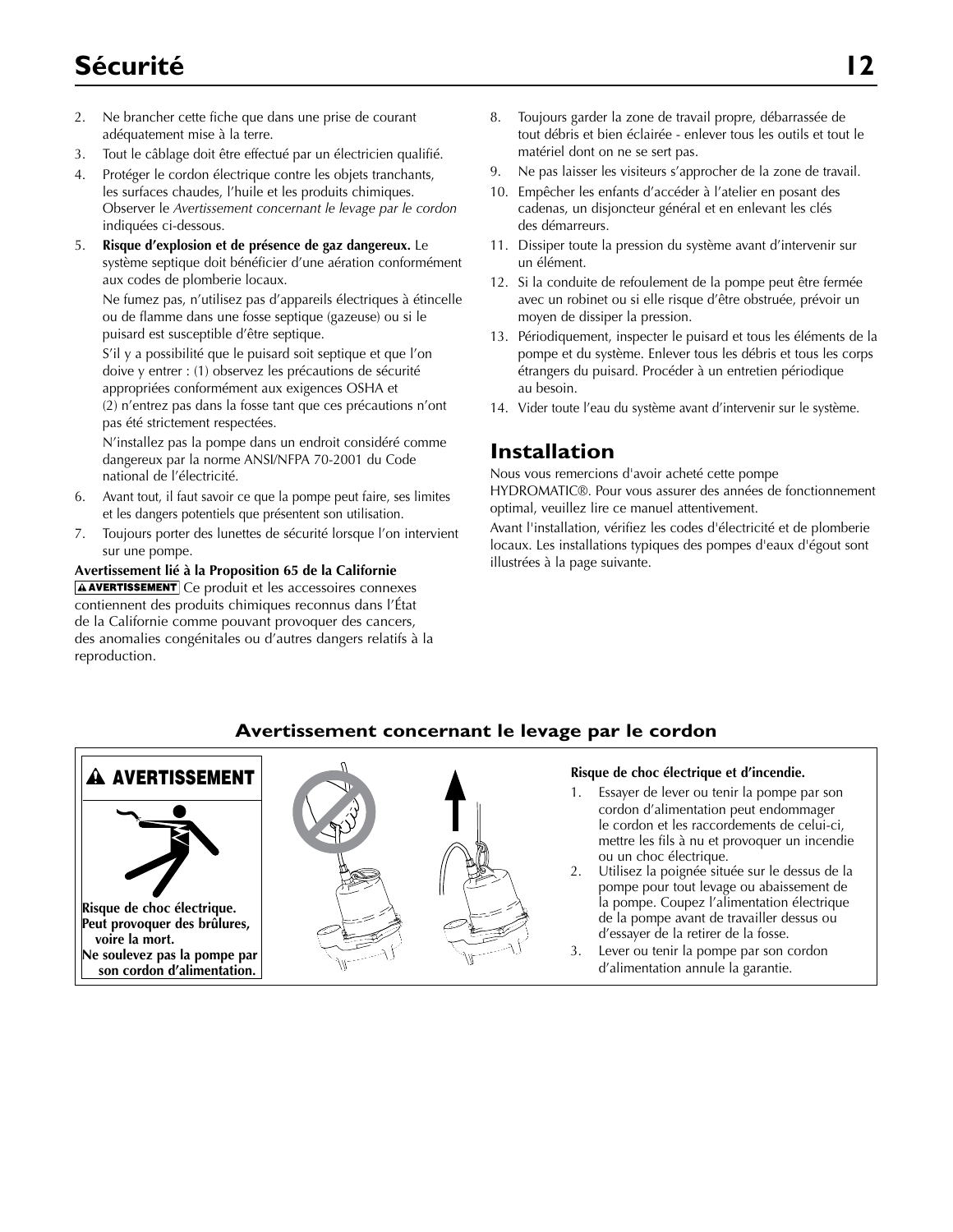# Sécurité

2. Ne brancher cette fiche que dans une prise de courant adéquatement mise à la terre.
3. Tout le câblage doit être effectué par un électricien qualifié.
4. Protéger le cordon électrique contre les objets tranchants, les surfaces chaudes, l'huile et les produits chimiques. Observer le *Avertissement concernant le levage par le cordon* indiquées ci-dessous.
5. **Risque d'explosion et de présence de gaz dangereux.** Le système septique doit bénéficier d'une aération conformément aux codes de plomberie locaux.

   Ne fumez pas, n'utilisez pas d'appareils électriques à étincelle ou de flamme dans une fosse septique (gazeuse) ou si le puisard est susceptible d'être septique.

   S'il y a possibilité que le puisard soit septique et que l'on doive y entrer : (1) observez les précautions de sécurité appropriées conformément aux exigences OSHA et (2) n'entrez pas dans la fosse tant que ces précautions n'ont pas été strictement respectées.

   N'installez pas la pompe dans un endroit considéré comme dangereux par la norme ANSI/NFPA 70-2001 du Code national de l'électricité.
6. Avant tout, il faut savoir ce que la pompe peut faire, ses limites et les dangers potentiels que présentent son utilisation.
7. Toujours porter des lunettes de sécurité lorsque l'on intervient sur une pompe.

**Avertissement lié à la Proposition 65 de la Californie**

**⚠ AVERTISSEMENT** Ce produit et les accessoires connexes contiennent des produits chimiques reconnus dans l'État de la Californie comme pouvant provoquer des cancers, des anomalies congénitales ou d'autres dangers relatifs à la reproduction.

8. Toujours garder la zone de travail propre, débarrassée de tout débris et bien éclairée - enlever tous les outils et tout le matériel dont on ne se sert pas.
9. Ne pas laisser les visiteurs s'approcher de la zone de travail.
10. Empêcher les enfants d'accéder à l'atelier en posant des cadenas, un disjoncteur général et en enlevant les clés des démarreurs.
11. Dissiper toute la pression du système avant d'intervenir sur un élément.
12. Si la conduite de refoulement de la pompe peut être fermée avec un robinet ou si elle risque d'être obstruée, prévoir un moyen de dissiper la pression.
13. Périodiquement, inspecter le puisard et tous les éléments de la pompe et du système. Enlever tous les débris et tous les corps étrangers du puisard. Procéder à un entretien périodique au besoin.
14. Vider toute l'eau du système avant d'intervenir sur le système.

## Installation

Nous vous remercions d'avoir acheté cette pompe HYDROMATIC®. Pour vous assurer des années de fonctionnement optimal, veuillez lire ce manuel attentivement.

Avant l'installation, vérifiez les codes d'électricité et de plomberie locaux. Les installations typiques des pompes d'eaux d'égout sont illustrées à la page suivante.

### Avertissement concernant le levage par le cordon

**⚠ AVERTISSEMENT**

**Risque de choc électrique. Peut provoquer des brûlures, voire la mort. Ne soulevez pas la pompe par son cordon d'alimentation.**

**Risque de choc électrique et d'incendie.**

1. Essayer de lever ou tenir la pompe par son cordon d'alimentation peut endommager le cordon et les raccordements de celui-ci, mettre les fils à nu et provoquer un incendie ou un choc électrique.
2. Utilisez la poignée située sur le dessus de la pompe pour tout levage ou abaissement de la pompe. Coupez l'alimentation électrique de la pompe avant de travailler dessus ou d'essayer de la retirer de la fosse.
3. Lever ou tenir la pompe par son cordon d'alimentation annule la garantie.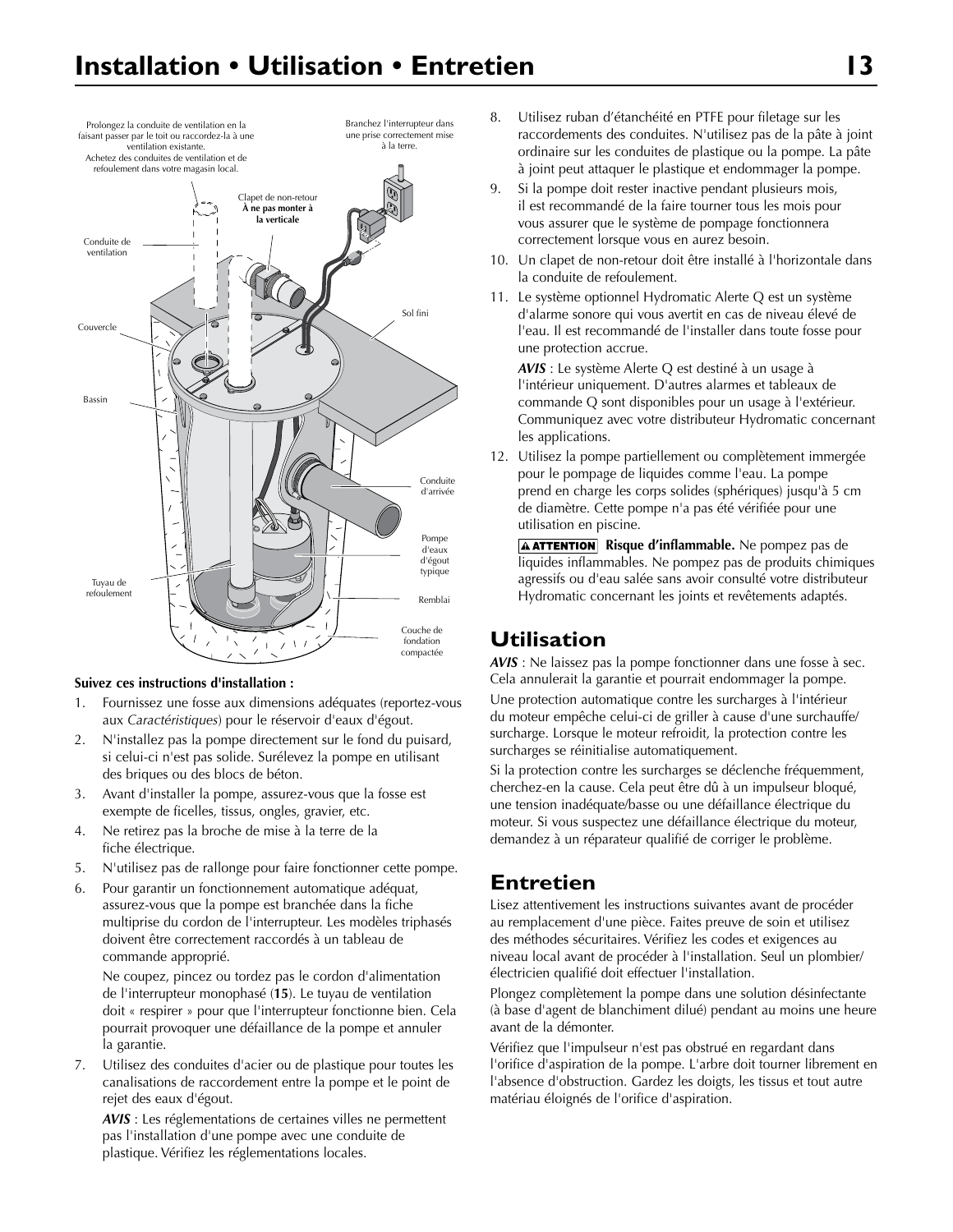Prolongez la conduite de ventilation en la faisant passer par le toit ou raccordez-la à une ventilation existante.
Achetez des conduites de ventilation et de refoulement dans votre magasin local.

Branchez l'interrupteur dans une prise correctement mise à la terre.

Clapet de non-retour **À ne pas monter à la verticale**

Conduite de ventilation

Couvercle

Sol fini

Bassin

Conduite d'arrivée

Pompe d'eaux d'égout typique

Tuyau de refoulement

Remblai

Couche de fondation compactée

**Suivez ces instructions d'installation :**

1. Fournissez une fosse aux dimensions adéquates (reportez-vous aux *Caractéristiques*) pour le réservoir d'eaux d'égout.
2. N'installez pas la pompe directement sur le fond du puisard, si celui-ci n'est pas solide. Surélevez la pompe en utilisant des briques ou des blocs de béton.
3. Avant d'installer la pompe, assurez-vous que la fosse est exempte de ficelles, tissus, ongles, gravier, etc.
4. Ne retirez pas la broche de mise à la terre de la fiche électrique.
5. N'utilisez pas de rallonge pour faire fonctionner cette pompe.
6. Pour garantir un fonctionnement automatique adéquat, assurez-vous que la pompe est branchée dans la fiche multiprise du cordon de l'interrupteur. Les modèles triphasés doivent être correctement raccordés à un tableau de commande approprié.

   Ne coupez, pincez ou tordez pas le cordon d'alimentation de l'interrupteur monophasé (**15**). Le tuyau de ventilation doit « respirer » pour que l'interrupteur fonctionne bien. Cela pourrait provoquer une défaillance de la pompe et annuler la garantie.
7. Utilisez des conduites d'acier ou de plastique pour toutes les canalisations de raccordement entre la pompe et le point de rejet des eaux d'égout.

   ***AVIS*** : Les réglementations de certaines villes ne permettent pas l'installation d'une pompe avec une conduite de plastique. Vérifiez les réglementations locales.
8. Utilisez ruban d'étanchéité en PTFE pour filetage sur les raccordements des conduites. N'utilisez pas de la pâte à joint ordinaire sur les conduites de plastique ou la pompe. La pâte à joint peut attaquer le plastique et endommager la pompe.
9. Si la pompe doit rester inactive pendant plusieurs mois, il est recommandé de la faire tourner tous les mois pour vous assurer que le système de pompage fonctionnera correctement lorsque vous en aurez besoin.
10. Un clapet de non-retour doit être installé à l'horizontale dans la conduite de refoulement.
11. Le système optionnel Hydromatic Alerte Q est un système d'alarme sonore qui vous avertit en cas de niveau élevé de l'eau. Il est recommandé de l'installer dans toute fosse pour une protection accrue.

    ***AVIS*** : Le système Alerte Q est destiné à un usage à l'intérieur uniquement. D'autres alarmes et tableaux de commande Q sont disponibles pour un usage à l'extérieur. Communiquez avec votre distributeur Hydromatic concernant les applications.
12. Utilisez la pompe partiellement ou complètement immergée pour le pompage de liquides comme l'eau. La pompe prend en charge les corps solides (sphériques) jusqu'à 5 cm de diamètre. Cette pompe n'a pas été vérifiée pour une utilisation en piscine.

    **⚠ ATTENTION** **Risque d'inflammable.** Ne pompez pas de liquides inflammables. Ne pompez pas de produits chimiques agressifs ou d'eau salée sans avoir consulté votre distributeur Hydromatic concernant les joints et revêtements adaptés.

## Utilisation

***AVIS*** : Ne laissez pas la pompe fonctionner dans une fosse à sec. Cela annulerait la garantie et pourrait endommager la pompe.

Une protection automatique contre les surcharges à l'intérieur du moteur empêche celui-ci de griller à cause d'une surchauffe/surcharge. Lorsque le moteur refroidit, la protection contre les surcharges se réinitialise automatiquement.

Si la protection contre les surcharges se déclenche fréquemment, cherchez-en la cause. Cela peut être dû à un impulseur bloqué, une tension inadéquate/basse ou une défaillance électrique du moteur. Si vous suspectez une défaillance électrique du moteur, demandez à un réparateur qualifié de corriger le problème.

## Entretien

Lisez attentivement les instructions suivantes avant de procéder au remplacement d'une pièce. Faites preuve de soin et utilisez des méthodes sécuritaires. Vérifiez les codes et exigences au niveau local avant de procéder à l'installation. Seul un plombier/électricien qualifié doit effectuer l'installation.

Plongez complètement la pompe dans une solution désinfectante (à base d'agent de blanchiment dilué) pendant au moins une heure avant de la démonter.

Vérifiez que l'impulseur n'est pas obstrué en regardant dans l'orifice d'aspiration de la pompe. L'arbre doit tourner librement en l'absence d'obstruction. Gardez les doigts, les tissus et tout autre matériau éloignés de l'orifice d'aspiration.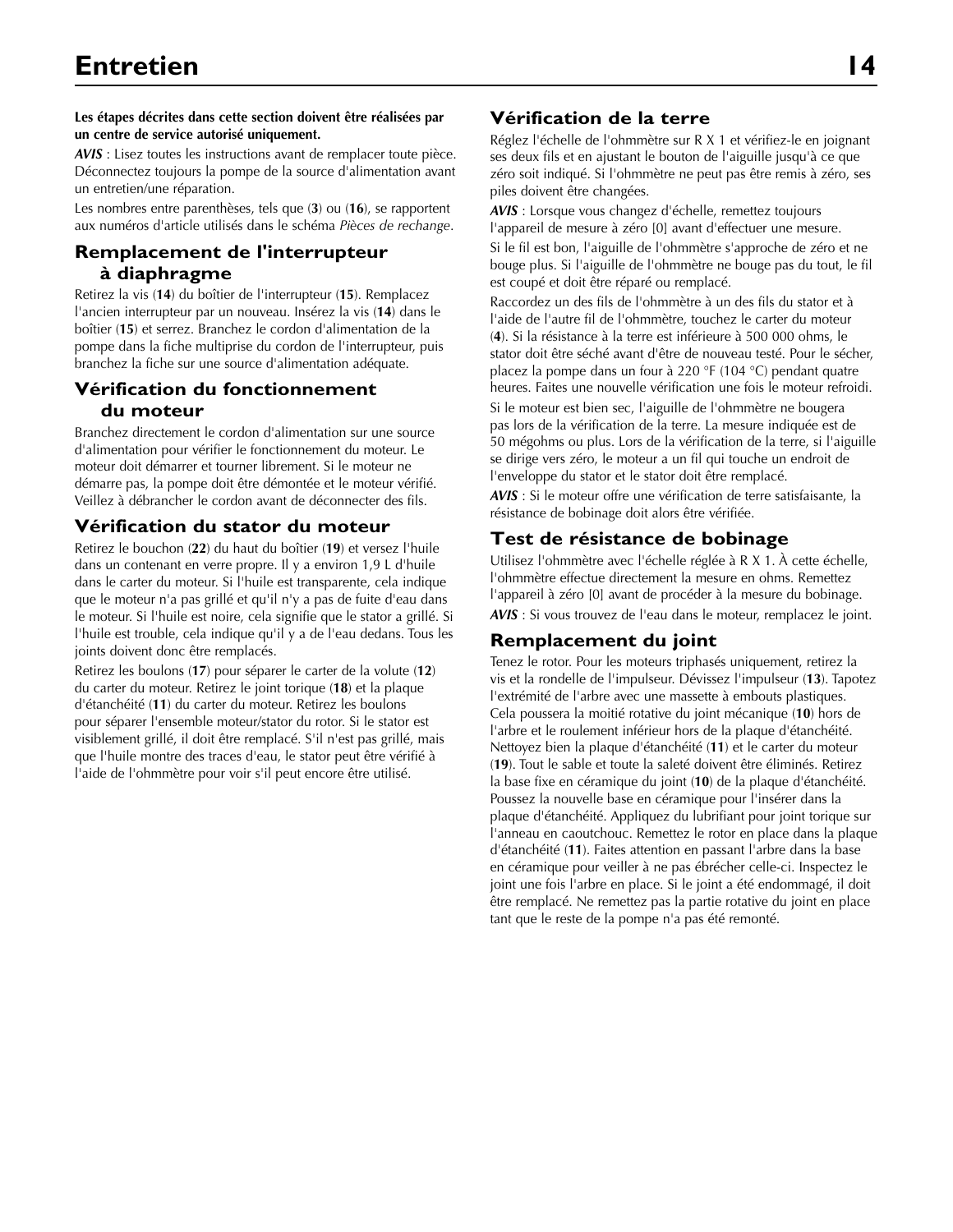# Entretien

**Les étapes décrites dans cette section doivent être réalisées par un centre de service autorisé uniquement.**

***AVIS*** : Lisez toutes les instructions avant de remplacer toute pièce. Déconnectez toujours la pompe de la source d'alimentation avant un entretien/une réparation.

Les nombres entre parenthèses, tels que (**3**) ou (**16**), se rapportent aux numéros d'article utilisés dans le schéma *Pièces de rechange*.

## Remplacement de l'interrupteur à diaphragme

Retirez la vis (**14**) du boîtier de l'interrupteur (**15**). Remplacez l'ancien interrupteur par un nouveau. Insérez la vis (**14**) dans le boîtier (**15**) et serrez. Branchez le cordon d'alimentation de la pompe dans la fiche multiprise du cordon de l'interrupteur, puis branchez la fiche sur une source d'alimentation adéquate.

## Vérification du fonctionnement du moteur

Branchez directement le cordon d'alimentation sur une source d'alimentation pour vérifier le fonctionnement du moteur. Le moteur doit démarrer et tourner librement. Si le moteur ne démarre pas, la pompe doit être démontée et le moteur vérifié. Veillez à débrancher le cordon avant de déconnecter des fils.

## Vérification du stator du moteur

Retirez le bouchon (**22**) du haut du boîtier (**19**) et versez l'huile dans un contenant en verre propre. Il y a environ 1,9 L d'huile dans le carter du moteur. Si l'huile est transparente, cela indique que le moteur n'a pas grillé et qu'il n'y a pas de fuite d'eau dans le moteur. Si l'huile est noire, cela signifie que le stator a grillé. Si l'huile est trouble, cela indique qu'il y a de l'eau dedans. Tous les joints doivent donc être remplacés.

Retirez les boulons (**17**) pour séparer le carter de la volute (**12**) du carter du moteur. Retirez le joint torique (**18**) et la plaque d'étanchéité (**11**) du carter du moteur. Retirez les boulons pour séparer l'ensemble moteur/stator du rotor. Si le stator est visiblement grillé, il doit être remplacé. S'il n'est pas grillé, mais que l'huile montre des traces d'eau, le stator peut être vérifié à l'aide de l'ohmmètre pour voir s'il peut encore être utilisé.

## Vérification de la terre

Réglez l'échelle de l'ohmmètre sur R X 1 et vérifiez-le en joignant ses deux fils et en ajustant le bouton de l'aiguille jusqu'à ce que zéro soit indiqué. Si l'ohmmètre ne peut pas être remis à zéro, ses piles doivent être changées.

***AVIS*** : Lorsque vous changez d'échelle, remettez toujours l'appareil de mesure à zéro [0] avant d'effectuer une mesure.

Si le fil est bon, l'aiguille de l'ohmmètre s'approche de zéro et ne bouge plus. Si l'aiguille de l'ohmmètre ne bouge pas du tout, le fil est coupé et doit être réparé ou remplacé.

Raccordez un des fils de l'ohmmètre à un des fils du stator et à l'aide de l'autre fil de l'ohmmètre, touchez le carter du moteur (**4**). Si la résistance à la terre est inférieure à 500 000 ohms, le stator doit être séché avant d'être de nouveau testé. Pour le sécher, placez la pompe dans un four à 220 °F (104 °C) pendant quatre heures. Faites une nouvelle vérification une fois le moteur refroidi.

Si le moteur est bien sec, l'aiguille de l'ohmmètre ne bougera pas lors de la vérification de la terre. La mesure indiquée est de 50 mégohms ou plus. Lors de la vérification de la terre, si l'aiguille se dirige vers zéro, le moteur a un fil qui touche un endroit de l'enveloppe du stator et le stator doit être remplacé.

***AVIS*** : Si le moteur offre une vérification de terre satisfaisante, la résistance de bobinage doit alors être vérifiée.

## Test de résistance de bobinage

Utilisez l'ohmmètre avec l'échelle réglée à R X 1. À cette échelle, l'ohmmètre effectue directement la mesure en ohms. Remettez l'appareil à zéro [0] avant de procéder à la mesure du bobinage.

***AVIS*** : Si vous trouvez de l'eau dans le moteur, remplacez le joint.

## Remplacement du joint

Tenez le rotor. Pour les moteurs triphasés uniquement, retirez la vis et la rondelle de l'impulseur. Dévissez l'impulseur (**13**). Tapotez l'extrémité de l'arbre avec une massette à embouts plastiques. Cela poussera la moitié rotative du joint mécanique (**10**) hors de l'arbre et le roulement inférieur hors de la plaque d'étanchéité. Nettoyez bien la plaque d'étanchéité (**11**) et le carter du moteur (**19**). Tout le sable et toute la saleté doivent être éliminés. Retirez la base fixe en céramique du joint (**10**) de la plaque d'étanchéité. Poussez la nouvelle base en céramique pour l'insérer dans la plaque d'étanchéité. Appliquez du lubrifiant pour joint torique sur l'anneau en caoutchouc. Remettez le rotor en place dans la plaque d'étanchéité (**11**). Faites attention en passant l'arbre dans la base en céramique pour veiller à ne pas ébrécher celle-ci. Inspectez le joint une fois l'arbre en place. Si le joint a été endommagé, il doit être remplacé. Ne remettez pas la partie rotative du joint en place tant que le reste de la pompe n'a pas été remonté.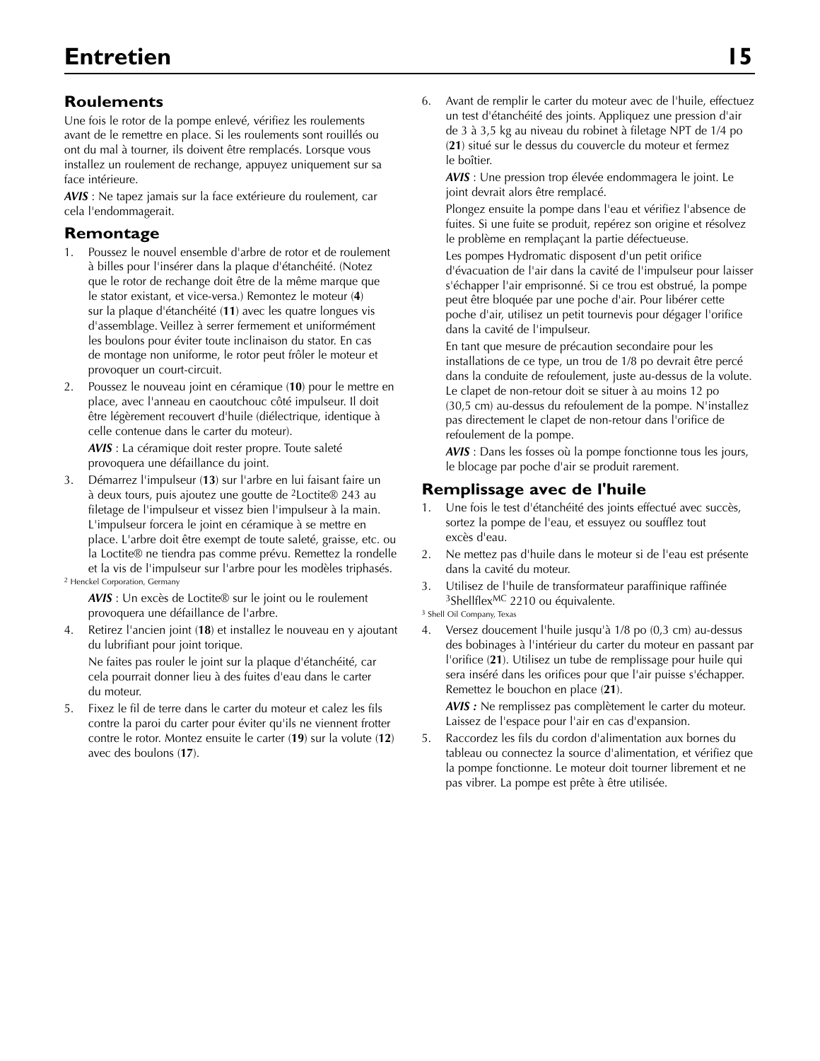# Entretien

## Roulements

Une fois le rotor de la pompe enlevé, vérifiez les roulements avant de le remettre en place. Si les roulements sont rouillés ou ont du mal à tourner, ils doivent être remplacés. Lorsque vous installez un roulement de rechange, appuyez uniquement sur sa face intérieure.

***AVIS*** : Ne tapez jamais sur la face extérieure du roulement, car cela l'endommagerait.

## Remontage

1. Poussez le nouvel ensemble d'arbre de rotor et de roulement à billes pour l'insérer dans la plaque d'étanchéité. (Notez que le rotor de rechange doit être de la même marque que le stator existant, et vice-versa.) Remontez le moteur (**4**) sur la plaque d'étanchéité (**11**) avec les quatre longues vis d'assemblage. Veillez à serrer fermement et uniformément les boulons pour éviter toute inclinaison du stator. En cas de montage non uniforme, le rotor peut frôler le moteur et provoquer un court-circuit.
2. Poussez le nouveau joint en céramique (**10**) pour le mettre en place, avec l'anneau en caoutchouc côté impulseur. Il doit être légèrement recouvert d'huile (diélectrique, identique à celle contenue dans le carter du moteur).

   ***AVIS*** : La céramique doit rester propre. Toute saleté provoquera une défaillance du joint.
3. Démarrez l'impulseur (**13**) sur l'arbre en lui faisant faire un à deux tours, puis ajoutez une goutte de [2]Loctite® 243 au filetage de l'impulseur et vissez bien l'impulseur à la main. L'impulseur forcera le joint en céramique à se mettre en place. L'arbre doit être exempt de toute saleté, graisse, etc. ou la Loctite® ne tiendra pas comme prévu. Remettez la rondelle et la vis de l'impulseur sur l'arbre pour les modèles triphasés.

   [2] Henckel Corporation, Germany

   ***AVIS*** : Un excès de Loctite® sur le joint ou le roulement provoquera une défaillance de l'arbre.
4. Retirez l'ancien joint (**18**) et installez le nouveau en y ajoutant du lubrifiant pour joint torique.

   Ne faites pas rouler le joint sur la plaque d'étanchéité, car cela pourrait donner lieu à des fuites d'eau dans le carter du moteur.
5. Fixez le fil de terre dans le carter du moteur et calez les fils contre la paroi du carter pour éviter qu'ils ne viennent frotter contre le rotor. Montez ensuite le carter (**19**) sur la volute (**12**) avec des boulons (**17**).
6. Avant de remplir le carter du moteur avec de l'huile, effectuez un test d'étanchéité des joints. Appliquez une pression d'air de 3 à 3,5 kg au niveau du robinet à filetage NPT de 1/4 po (**21**) situé sur le dessus du couvercle du moteur et fermez le boîtier.

   ***AVIS*** : Une pression trop élevée endommagera le joint. Le joint devrait alors être remplacé.

   Plongez ensuite la pompe dans l'eau et vérifiez l'absence de fuites. Si une fuite se produit, repérez son origine et résolvez le problème en remplaçant la partie défectueuse.

   Les pompes Hydromatic disposent d'un petit orifice d'évacuation de l'air dans la cavité de l'impulseur pour laisser s'échapper l'air emprisonné. Si ce trou est obstrué, la pompe peut être bloquée par une poche d'air. Pour libérer cette poche d'air, utilisez un petit tournevis pour dégager l'orifice dans la cavité de l'impulseur.

   En tant que mesure de précaution secondaire pour les installations de ce type, un trou de 1/8 po devrait être percé dans la conduite de refoulement, juste au-dessus de la volute. Le clapet de non-retour doit se situer à au moins 12 po (30,5 cm) au-dessus du refoulement de la pompe. N'installez pas directement le clapet de non-retour dans l'orifice de refoulement de la pompe.

   ***AVIS*** : Dans les fosses où la pompe fonctionne tous les jours, le blocage par poche d'air se produit rarement.

## Remplissage avec de l'huile

1. Une fois le test d'étanchéité des joints effectué avec succès, sortez la pompe de l'eau, et essuyez ou soufflez tout excès d'eau.
2. Ne mettez pas d'huile dans le moteur si de l'eau est présente dans la cavité du moteur.
3. Utilisez de l'huile de transformateur paraffinique raffinée [3]Shellflex^MC 2210 ou équivalente.

   [3] Shell Oil Company, Texas
4. Versez doucement l'huile jusqu'à 1/8 po (0,3 cm) au-dessus des bobinages à l'intérieur du carter du moteur en passant par l'orifice (**21**). Utilisez un tube de remplissage pour huile qui sera inséré dans les orifices pour que l'air puisse s'échapper. Remettez le bouchon en place (**21**).

   ***AVIS :*** Ne remplissez pas complètement le carter du moteur. Laissez de l'espace pour l'air en cas d'expansion.
5. Raccordez les fils du cordon d'alimentation aux bornes du tableau ou connectez la source d'alimentation, et vérifiez que la pompe fonctionne. Le moteur doit tourner librement et ne pas vibrer. La pompe est prête à être utilisée.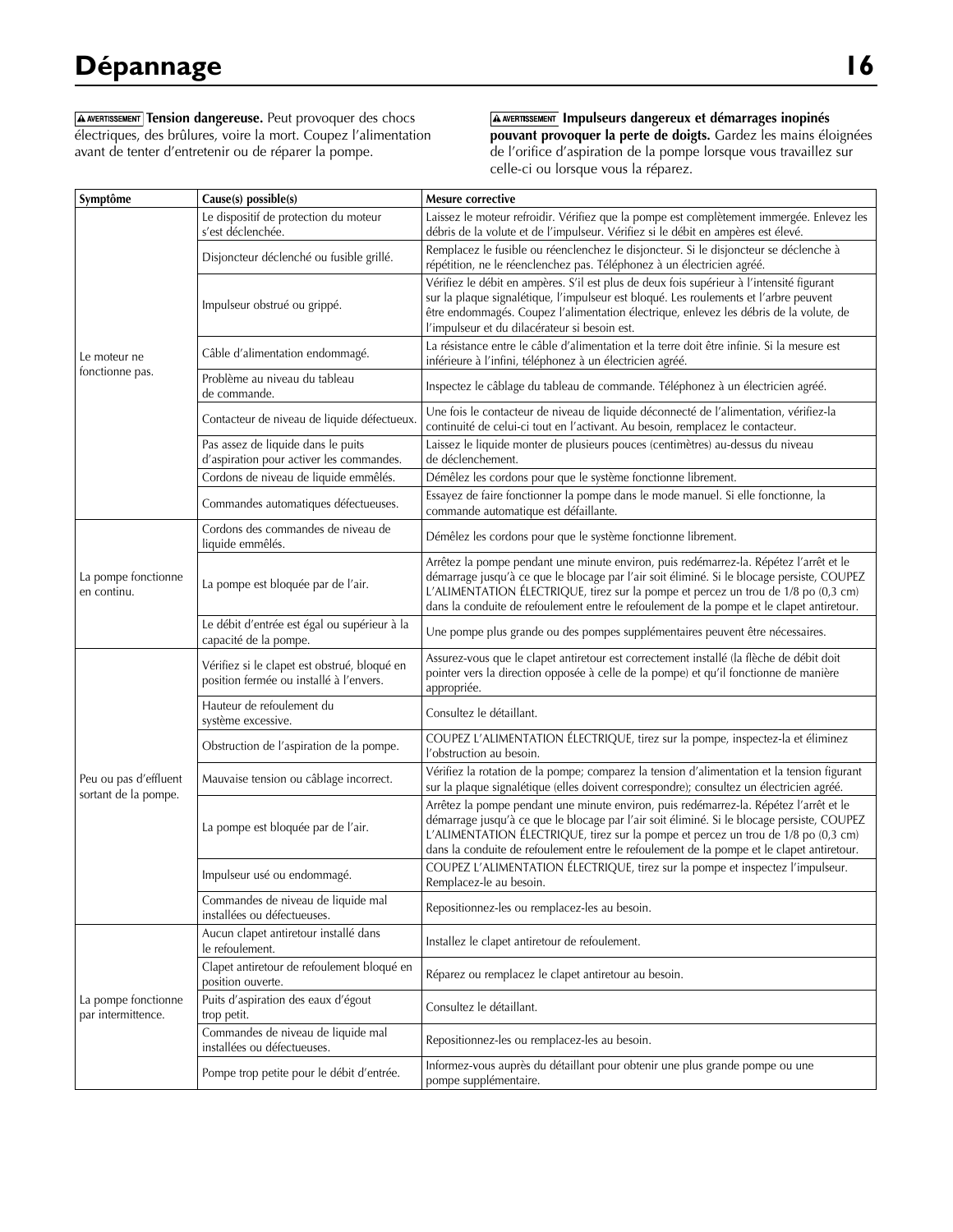# Dépannage

**AVERTISSEMENT Tension dangereuse.** Peut provoquer des chocs électriques, des brûlures, voire la mort. Coupez l'alimentation avant de tenter d'entretenir ou de réparer la pompe.

**AVERTISSEMENT Impulseurs dangereux et démarrages inopinés pouvant provoquer la perte de doigts.** Gardez les mains éloignées de l'orifice d'aspiration de la pompe lorsque vous travaillez sur celle-ci ou lorsque vous la réparez.

| Symptôme | Cause(s) possible(s) | Mesure corrective |
|---|---|---|
| Le moteur ne fonctionne pas. | Le dispositif de protection du moteur s'est déclenchée. | Laissez le moteur refroidir. Vérifiez que la pompe est complètement immergée. Enlevez les débris de la volute et de l'impulseur. Vérifiez si le débit en ampères est élevé. |
| | Disjoncteur déclenché ou fusible grillé. | Remplacez le fusible ou réenclenchez le disjoncteur. Si le disjoncteur se déclenche à répétition, ne le réenclenchez pas. Téléphonez à un électricien agréé. |
| | Impulseur obstrué ou grippé. | Vérifiez le débit en ampères. S'il est plus de deux fois supérieur à l'intensité figurant sur la plaque signalétique, l'impulseur est bloqué. Les roulements et l'arbre peuvent être endommagés. Coupez l'alimentation électrique, enlevez les débris de la volute, de l'impulseur et du dilacérateur si besoin est. |
| | Câble d'alimentation endommagé. | La résistance entre le câble d'alimentation et la terre doit être infinie. Si la mesure est inférieure à l'infini, téléphonez à un électricien agréé. |
| | Problème au niveau du tableau de commande. | Inspectez le câblage du tableau de commande. Téléphonez à un électricien agréé. |
| | Contacteur de niveau de liquide défectueux. | Une fois le contacteur de niveau de liquide déconnecté de l'alimentation, vérifiez-la continuité de celui-ci tout en l'activant. Au besoin, remplacez le contacteur. |
| | Pas assez de liquide dans le puits d'aspiration pour activer les commandes. | Laissez le liquide monter de plusieurs pouces (centimètres) au-dessus du niveau de déclenchement. |
| | Cordons de niveau de liquide emmêlés. | Démêlez les cordons pour que le système fonctionne librement. |
| | Commandes automatiques défectueuses. | Essayez de faire fonctionner la pompe dans le mode manuel. Si elle fonctionne, la commande automatique est défaillante. |
| La pompe fonctionne en continu. | Cordons des commandes de niveau de liquide emmêlés. | Démêlez les cordons pour que le système fonctionne librement. |
| | La pompe est bloquée par de l'air. | Arrêtez la pompe pendant une minute environ, puis redémarrez-la. Répétez l'arrêt et le démarrage jusqu'à ce que le blocage par l'air soit éliminé. Si le blocage persiste, COUPEZ L'ALIMENTATION ÉLECTRIQUE, tirez sur la pompe et percez un trou de 1/8 po (0,3 cm) dans la conduite de refoulement entre le refoulement de la pompe et le clapet antiretour. |
| | Le débit d'entrée est égal ou supérieur à la capacité de la pompe. | Une pompe plus grande ou des pompes supplémentaires peuvent être nécessaires. |
| Peu ou pas d'effluent sortant de la pompe. | Vérifiez si le clapet est obstrué, bloqué en position fermée ou installé à l'envers. | Assurez-vous que le clapet antiretour est correctement installé (la flèche de débit doit pointer vers la direction opposée à celle de la pompe) et qu'il fonctionne de manière appropriée. |
| | Hauteur de refoulement du système excessive. | Consultez le détaillant. |
| | Obstruction de l'aspiration de la pompe. | COUPEZ L'ALIMENTATION ÉLECTRIQUE, tirez sur la pompe, inspectez-la et éliminez l'obstruction au besoin. |
| | Mauvaise tension ou câblage incorrect. | Vérifiez la rotation de la pompe; comparez la tension d'alimentation et la tension figurant sur la plaque signalétique (elles doivent correspondre); consultez un électricien agréé. |
| | La pompe est bloquée par de l'air. | Arrêtez la pompe pendant une minute environ, puis redémarrez-la. Répétez l'arrêt et le démarrage jusqu'à ce que le blocage par l'air soit éliminé. Si le blocage persiste, COUPEZ L'ALIMENTATION ÉLECTRIQUE, tirez sur la pompe et percez un trou de 1/8 po (0,3 cm) dans la conduite de refoulement entre le refoulement de la pompe et le clapet antiretour. |
| | Impulseur usé ou endommagé. | COUPEZ L'ALIMENTATION ÉLECTRIQUE, tirez sur la pompe et inspectez l'impulseur. Remplacez-le au besoin. |
| | Commandes de niveau de liquide mal installées ou défectueuses. | Repositionnez-les ou remplacez-les au besoin. |
| La pompe fonctionne par intermittence. | Aucun clapet antiretour installé dans le refoulement. | Installez le clapet antiretour de refoulement. |
| | Clapet antiretour de refoulement bloqué en position ouverte. | Réparez ou remplacez le clapet antiretour au besoin. |
| | Puits d'aspiration des eaux d'égout trop petit. | Consultez le détaillant. |
| | Commandes de niveau de liquide mal installées ou défectueuses. | Repositionnez-les ou remplacez-les au besoin. |
| | Pompe trop petite pour le débit d'entrée. | Informez-vous auprès du détaillant pour obtenir une plus grande pompe ou une pompe supplémentaire. |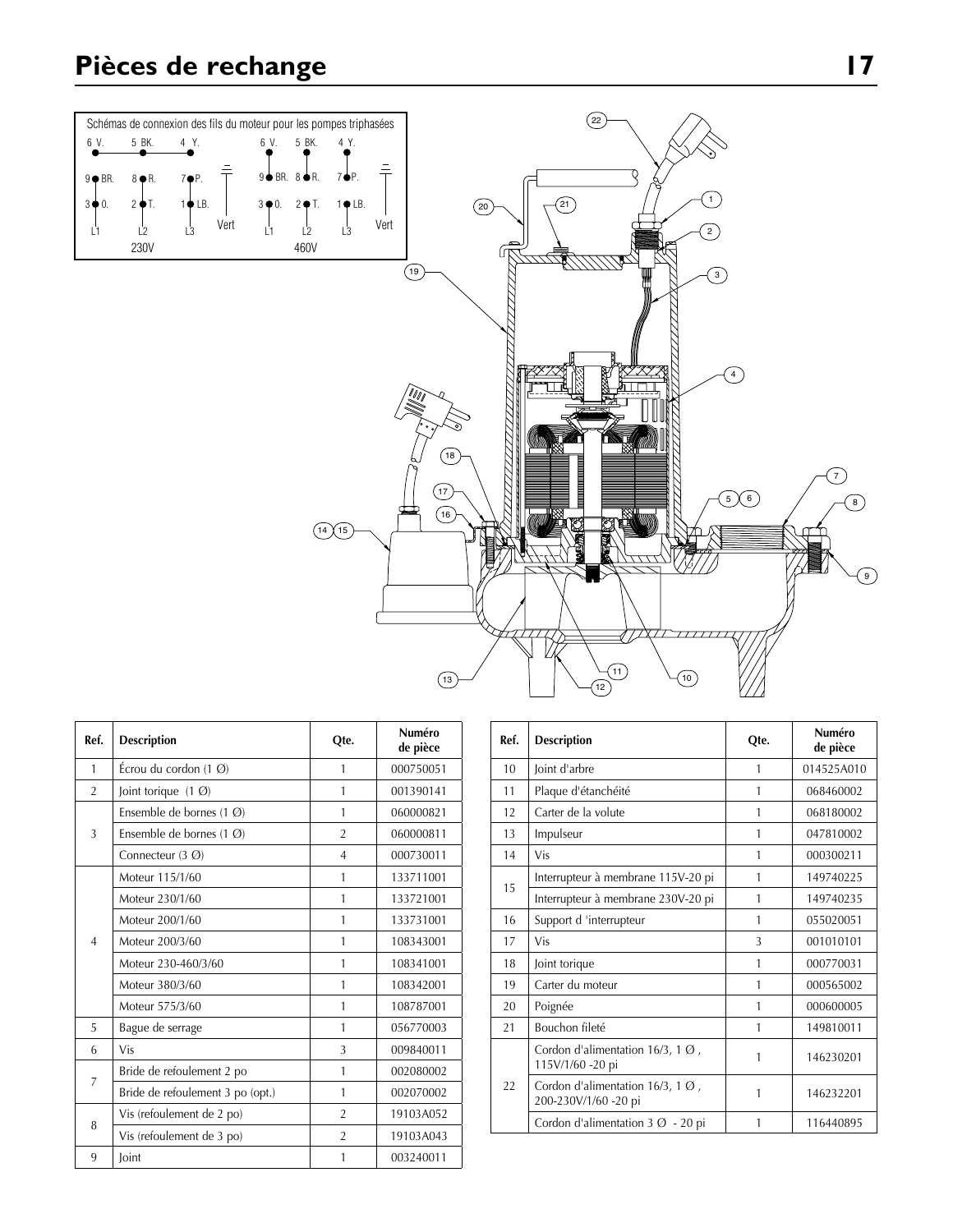# Pièces de rechange

Schémas de connexion des fils du moteur pour les pompes triphasées

| 230V | | | | 460V | | | |
|---|---|---|---|---|---|---|---|
| 6 V. | 5 BK. | 4 Y. | | 6 V. | 5 BK. | 4 Y. | |
| 9 BR. | 8 R. | 7 P. | | 9 BR. | 8 R. | 7 P. | |
| 3 O. | 2 T. | 1 LB. | Vert | 3 O. | 2 T. | 1 LB. | Vert |
| L1 | L2 | L3 | | L1 | L2 | L3 | |

| Ref. | Description | Qte. | Numéro de pièce |
|---|---|---|---|
| 1 | Écrou du cordon (1 Ø) | 1 | 000750051 |
| 2 | Joint torique (1 Ø) | 1 | 001390141 |
| 3 | Ensemble de bornes (1 Ø) | 1 | 060000821 |
| | Ensemble de bornes (1 Ø) | 2 | 060000811 |
| | Connecteur (3 Ø) | 4 | 000730011 |
| 4 | Moteur 115/1/60 | 1 | 133711001 |
| | Moteur 230/1/60 | 1 | 133721001 |
| | Moteur 200/1/60 | 1 | 133731001 |
| | Moteur 200/3/60 | 1 | 108343001 |
| | Moteur 230-460/3/60 | 1 | 108341001 |
| | Moteur 380/3/60 | 1 | 108342001 |
| | Moteur 575/3/60 | 1 | 108787001 |
| 5 | Bague de serrage | 1 | 056770003 |
| 6 | Vis | 3 | 009840011 |
| 7 | Bride de refoulement 2 po | 1 | 002080002 |
| | Bride de refoulement 3 po (opt.) | 1 | 002070002 |
| 8 | Vis (refoulement de 2 po) | 2 | 19103A052 |
| | Vis (refoulement de 3 po) | 2 | 19103A043 |
| 9 | Joint | 1 | 003240011 |

| Ref. | Description | Qte. | Numéro de pièce |
|---|---|---|---|
| 10 | Joint d'arbre | 1 | 014525A010 |
| 11 | Plaque d'étanchéité | 1 | 068460002 |
| 12 | Carter de la volute | 1 | 068180002 |
| 13 | Impulseur | 1 | 047810002 |
| 14 | Vis | 1 | 000300211 |
| 15 | Interrupteur à membrane 115V-20 pi | 1 | 149740225 |
| | Interrupteur à membrane 230V-20 pi | 1 | 149740235 |
| 16 | Support d 'interrupteur | 1 | 055020051 |
| 17 | Vis | 3 | 001010101 |
| 18 | Joint torique | 1 | 000770031 |
| 19 | Carter du moteur | 1 | 000565002 |
| 20 | Poignée | 1 | 000600005 |
| 21 | Bouchon fileté | 1 | 149810011 |
| 22 | Cordon d'alimentation 16/3, 1 Ø , 115V/1/60 -20 pi | 1 | 146230201 |
| | Cordon d'alimentation 16/3, 1 Ø , 200-230V/1/60 -20 pi | 1 | 146232201 |
| | Cordon d'alimentation 3 Ø - 20 pi | 1 | 116440895 |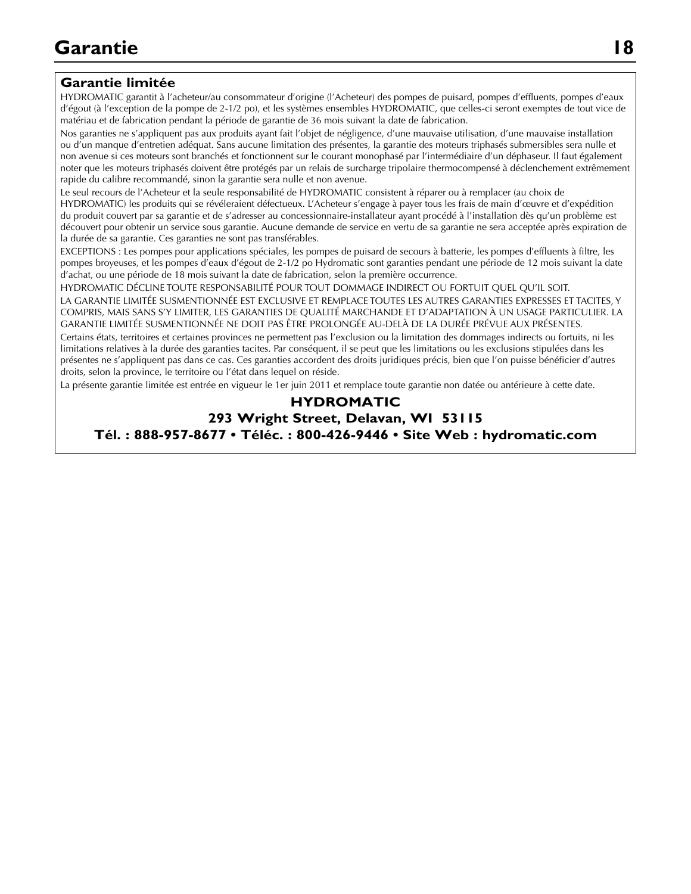# Garantie

## Garantie limitée

HYDROMATIC garantit à l'acheteur/au consommateur d'origine (l'Acheteur) des pompes de puisard, pompes d'effluents, pompes d'eaux d'égout (à l'exception de la pompe de 2-1/2 po), et les systèmes ensembles HYDROMATIC, que celles-ci seront exemptes de tout vice de matériau et de fabrication pendant la période de garantie de 36 mois suivant la date de fabrication.

Nos garanties ne s'appliquent pas aux produits ayant fait l'objet de négligence, d'une mauvaise utilisation, d'une mauvaise installation ou d'un manque d'entretien adéquat. Sans aucune limitation des présentes, la garantie des moteurs triphasés submersibles sera nulle et non avenue si ces moteurs sont branchés et fonctionnent sur le courant monophasé par l'intermédiaire d'un déphaseur. Il faut également noter que les moteurs triphasés doivent être protégés par un relais de surcharge tripolaire thermocompensé à déclenchement extrêmement rapide du calibre recommandé, sinon la garantie sera nulle et non avenue.

Le seul recours de l'Acheteur et la seule responsabilité de HYDROMATIC consistent à réparer ou à remplacer (au choix de HYDROMATIC) les produits qui se révéleraient défectueux. L'Acheteur s'engage à payer tous les frais de main d'œuvre et d'expédition du produit couvert par sa garantie et de s'adresser au concessionnaire-installateur ayant procédé à l'installation dès qu'un problème est découvert pour obtenir un service sous garantie. Aucune demande de service en vertu de sa garantie ne sera acceptée après expiration de la durée de sa garantie. Ces garanties ne sont pas transférables.

EXCEPTIONS : Les pompes pour applications spéciales, les pompes de puisard de secours à batterie, les pompes d'effluents à filtre, les pompes broyeuses, et les pompes d'eaux d'égout de 2-1/2 po Hydromatic sont garanties pendant une période de 12 mois suivant la date d'achat, ou une période de 18 mois suivant la date de fabrication, selon la première occurrence.

HYDROMATIC DÉCLINE TOUTE RESPONSABILITÉ POUR TOUT DOMMAGE INDIRECT OU FORTUIT QUEL QU'IL SOIT.

LA GARANTIE LIMITÉE SUSMENTIONNÉE EST EXCLUSIVE ET REMPLACE TOUTES LES AUTRES GARANTIES EXPRESSES ET TACITES, Y COMPRIS, MAIS SANS S'Y LIMITER, LES GARANTIES DE QUALITÉ MARCHANDE ET D'ADAPTATION À UN USAGE PARTICULIER. LA GARANTIE LIMITÉE SUSMENTIONNÉE NE DOIT PAS ÊTRE PROLONGÉE AU-DELÀ DE LA DURÉE PRÉVUE AUX PRÉSENTES.

Certains états, territoires et certaines provinces ne permettent pas l'exclusion ou la limitation des dommages indirects ou fortuits, ni les limitations relatives à la durée des garanties tacites. Par conséquent, il se peut que les limitations ou les exclusions stipulées dans les présentes ne s'appliquent pas dans ce cas. Ces garanties accordent des droits juridiques précis, bien que l'on puisse bénéficier d'autres droits, selon la province, le territoire ou l'état dans lequel on réside.

La présente garantie limitée est entrée en vigueur le 1er juin 2011 et remplace toute garantie non datée ou antérieure à cette date.

**HYDROMATIC**

**293 Wright Street, Delavan, WI 53115**

**Tél. : 888-957-8677 • Téléc. : 800-426-9446 • Site Web : hydromatic.com**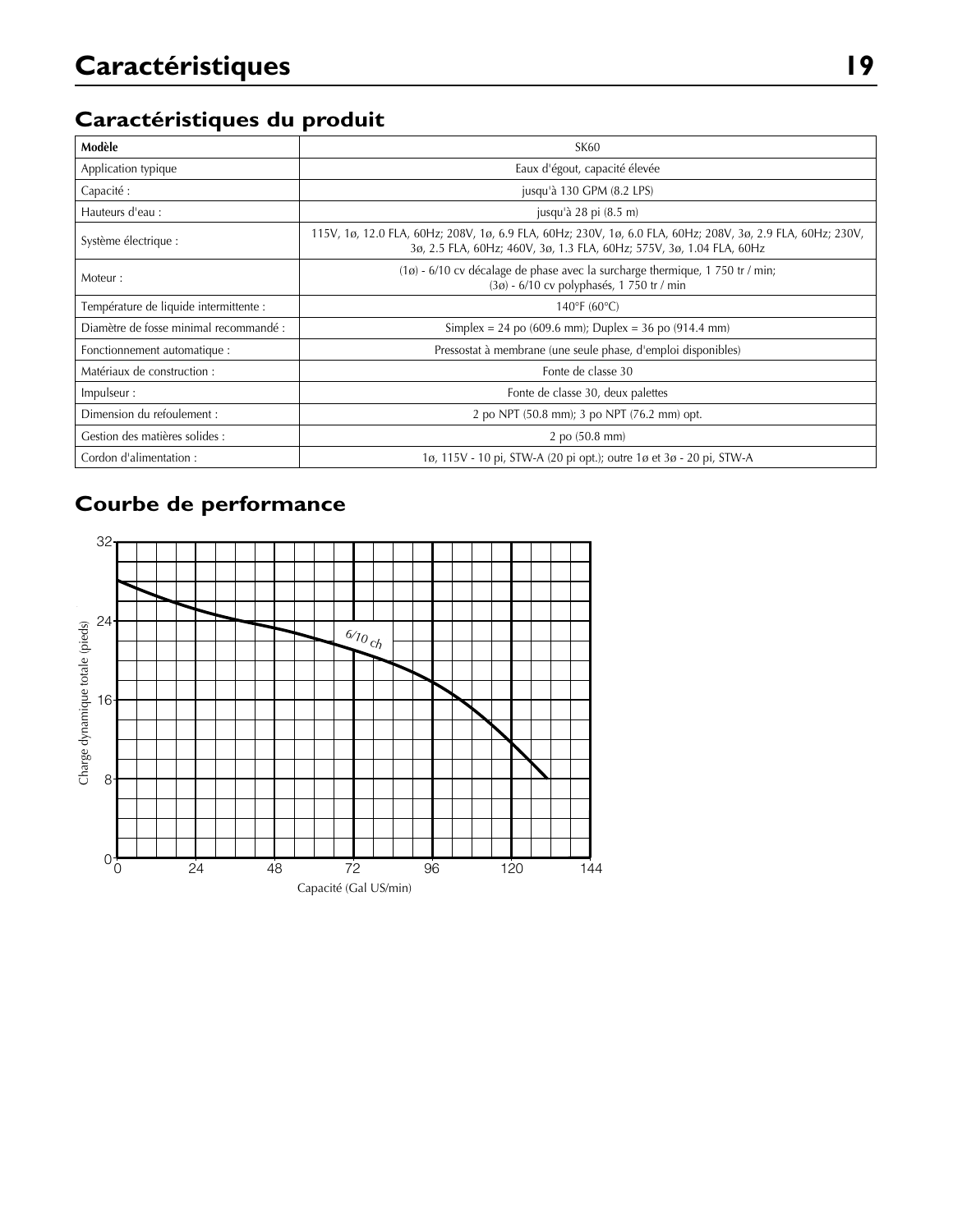# Caractéristiques

## Caractéristiques du produit

| **Modèle** | SK60 |
|---|---|
| Application typique | Eaux d'égout, capacité élevée |
| Capacité : | jusqu'à 130 GPM (8.2 LPS) |
| Hauteurs d'eau : | jusqu'à 28 pi (8.5 m) |
| Système électrique : | 115V, 1ø, 12.0 FLA, 60Hz; 208V, 1ø, 6.9 FLA, 60Hz; 230V, 1ø, 6.0 FLA, 60Hz; 208V, 3ø, 2.9 FLA, 60Hz; 230V, 3ø, 2.5 FLA, 60Hz; 460V, 3ø, 1.3 FLA, 60Hz; 575V, 3ø, 1.04 FLA, 60Hz |
| Moteur : | (1ø) - 6/10 cv décalage de phase avec la surcharge thermique, 1 750 tr / min; (3ø) - 6/10 cv polyphasés, 1 750 tr / min |
| Température de liquide intermittente : | 140°F (60°C) |
| Diamètre de fosse minimal recommandé : | Simplex = 24 po (609.6 mm); Duplex = 36 po (914.4 mm) |
| Fonctionnement automatique : | Pressostat à membrane (une seule phase, d'emploi disponibles) |
| Matériaux de construction : | Fonte de classe 30 |
| Impulseur : | Fonte de classe 30, deux palettes |
| Dimension du refoulement : | 2 po NPT (50.8 mm); 3 po NPT (76.2 mm) opt. |
| Gestion des matières solides : | 2 po (50.8 mm) |
| Cordon d'alimentation : | 1ø, 115V - 10 pi, STW-A (20 pi opt.); outre 1ø et 3ø - 20 pi, STW-A |

## Courbe de performance

Charge dynamique totale (pieds)

32
24
16
8
0

6/10 ch

0 24 48 72 96 120 144

Capacité (Gal US/min)